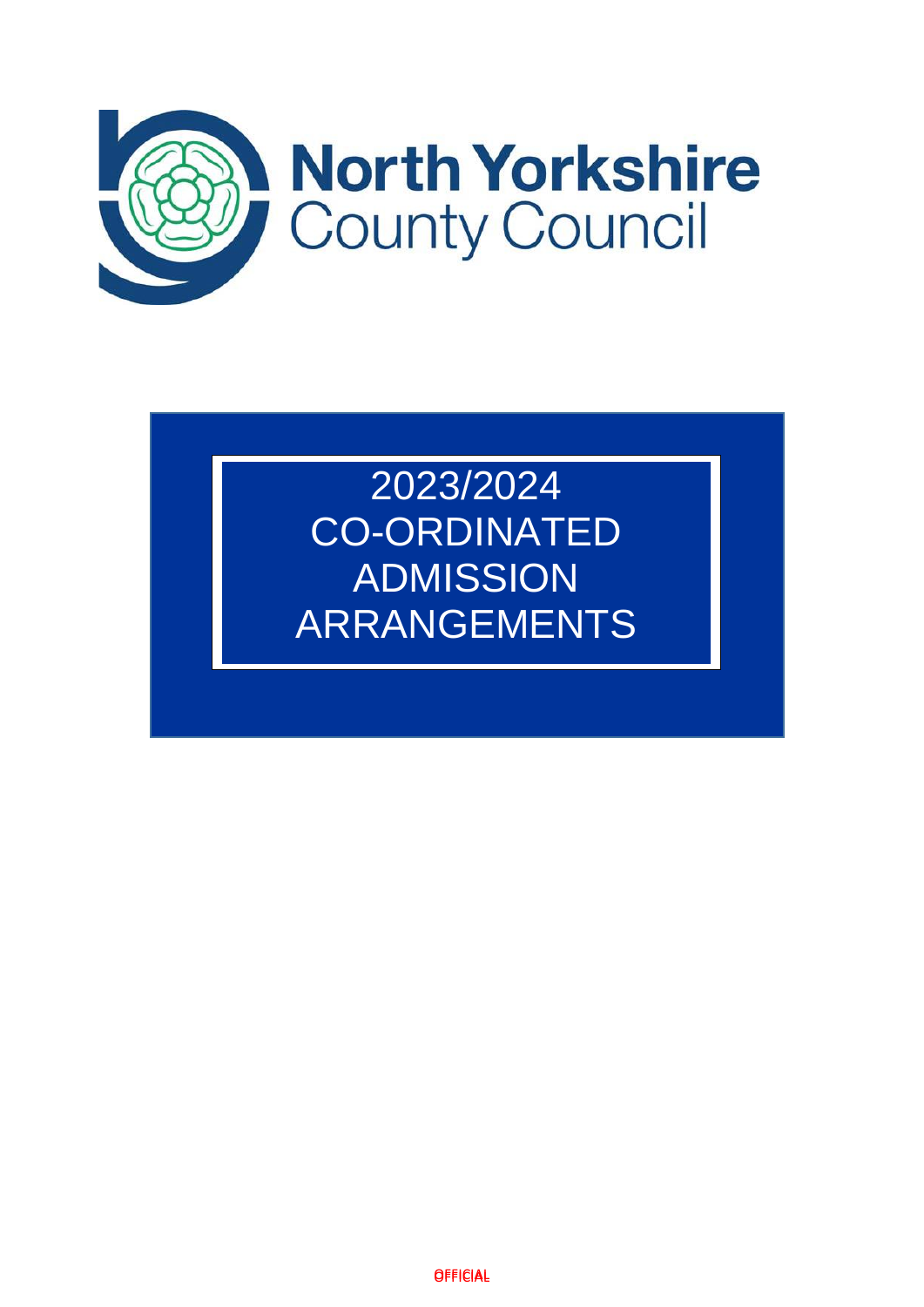North Yorkshire County Council

# 2023/2024 CO-ORDINATED ADMISSION ARRANGEMENTS

OFFICIAL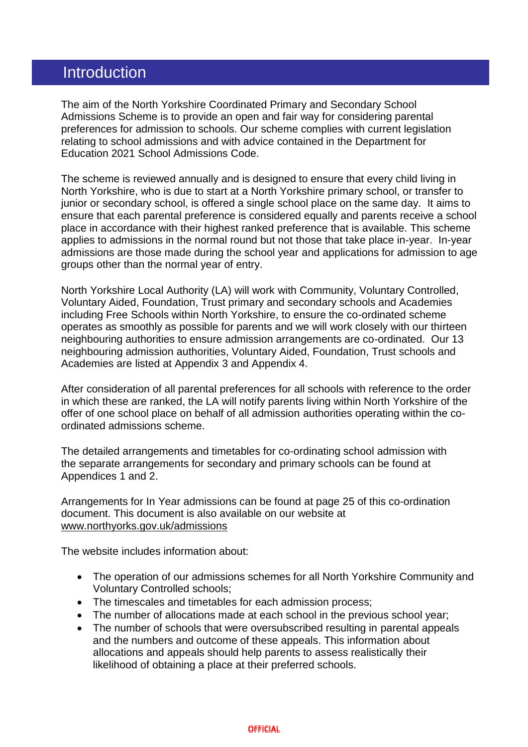# Introduction

The aim of the North Yorkshire Coordinated Primary and Secondary School Admissions Scheme is to provide an open and fair way for considering parental preferences for admission to schools. Our scheme complies with current legislation relating to school admissions and with advice contained in the Department for Education 2021 School Admissions Code.

The scheme is reviewed annually and is designed to ensure that every child living in North Yorkshire, who is due to start at a North Yorkshire primary school, or transfer to junior or secondary school, is offered a single school place on the same day. It aims to ensure that each parental preference is considered equally and parents receive a school place in accordance with their highest ranked preference that is available. This scheme applies to admissions in the normal round but not those that take place in-year. In-year admissions are those made during the school year and applications for admission to age groups other than the normal year of entry.

North Yorkshire Local Authority (LA) will work with Community, Voluntary Controlled, Voluntary Aided, Foundation, Trust primary and secondary schools and Academies including Free Schools within North Yorkshire, to ensure the co-ordinated scheme operates as smoothly as possible for parents and we will work closely with our thirteen neighbouring authorities to ensure admission arrangements are co-ordinated. Our 13 neighbouring admission authorities, Voluntary Aided, Foundation, Trust schools and Academies are listed at Appendix 3 and Appendix 4.

After consideration of all parental preferences for all schools with reference to the order in which these are ranked, the LA will notify parents living within North Yorkshire of the offer of one school place on behalf of all admission authorities operating within the co-ordinated admissions scheme.

The detailed arrangements and timetables for co-ordinating school admission with the separate arrangements for secondary and primary schools can be found at Appendices 1 and 2.

Arrangements for In Year admissions can be found at page 25 of this co-ordination document. This document is also available on our website at www.northyorks.gov.uk/admissions

The website includes information about:

- The operation of our admissions schemes for all North Yorkshire Community and Voluntary Controlled schools;
- The timescales and timetables for each admission process;
- The number of allocations made at each school in the previous school year;
- The number of schools that were oversubscribed resulting in parental appeals and the numbers and outcome of these appeals. This information about allocations and appeals should help parents to assess realistically their likelihood of obtaining a place at their preferred schools.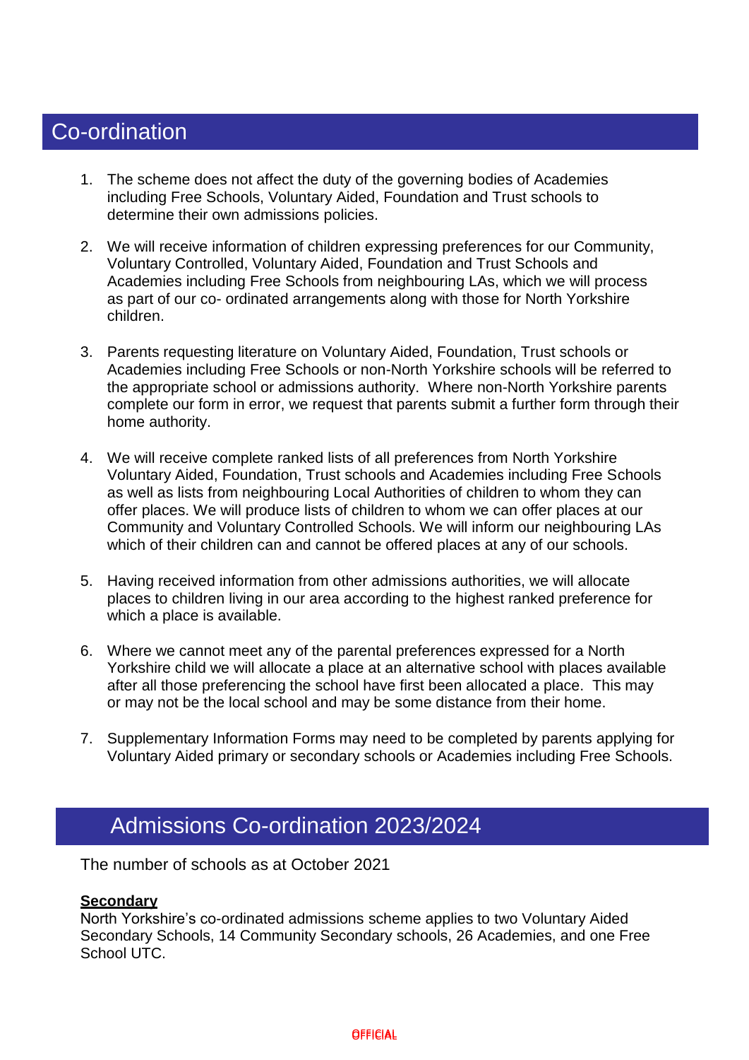## Co-ordination

1. The scheme does not affect the duty of the governing bodies of Academies including Free Schools, Voluntary Aided, Foundation and Trust schools to determine their own admissions policies.

2. We will receive information of children expressing preferences for our Community, Voluntary Controlled, Voluntary Aided, Foundation and Trust Schools and Academies including Free Schools from neighbouring LAs, which we will process as part of our co- ordinated arrangements along with those for North Yorkshire children.

3. Parents requesting literature on Voluntary Aided, Foundation, Trust schools or Academies including Free Schools or non-North Yorkshire schools will be referred to the appropriate school or admissions authority. Where non-North Yorkshire parents complete our form in error, we request that parents submit a further form through their home authority.

4. We will receive complete ranked lists of all preferences from North Yorkshire Voluntary Aided, Foundation, Trust schools and Academies including Free Schools as well as lists from neighbouring Local Authorities of children to whom they can offer places. We will produce lists of children to whom we can offer places at our Community and Voluntary Controlled Schools. We will inform our neighbouring LAs which of their children can and cannot be offered places at any of our schools.

5. Having received information from other admissions authorities, we will allocate places to children living in our area according to the highest ranked preference for which a place is available.

6. Where we cannot meet any of the parental preferences expressed for a North Yorkshire child we will allocate a place at an alternative school with places available after all those preferencing the school have first been allocated a place. This may or may not be the local school and may be some distance from their home.

7. Supplementary Information Forms may need to be completed by parents applying for Voluntary Aided primary or secondary schools or Academies including Free Schools.

## Admissions Co-ordination 2023/2024

The number of schools as at October 2021

**Secondary**

North Yorkshire's co-ordinated admissions scheme applies to two Voluntary Aided Secondary Schools, 14 Community Secondary schools, 26 Academies, and one Free School UTC.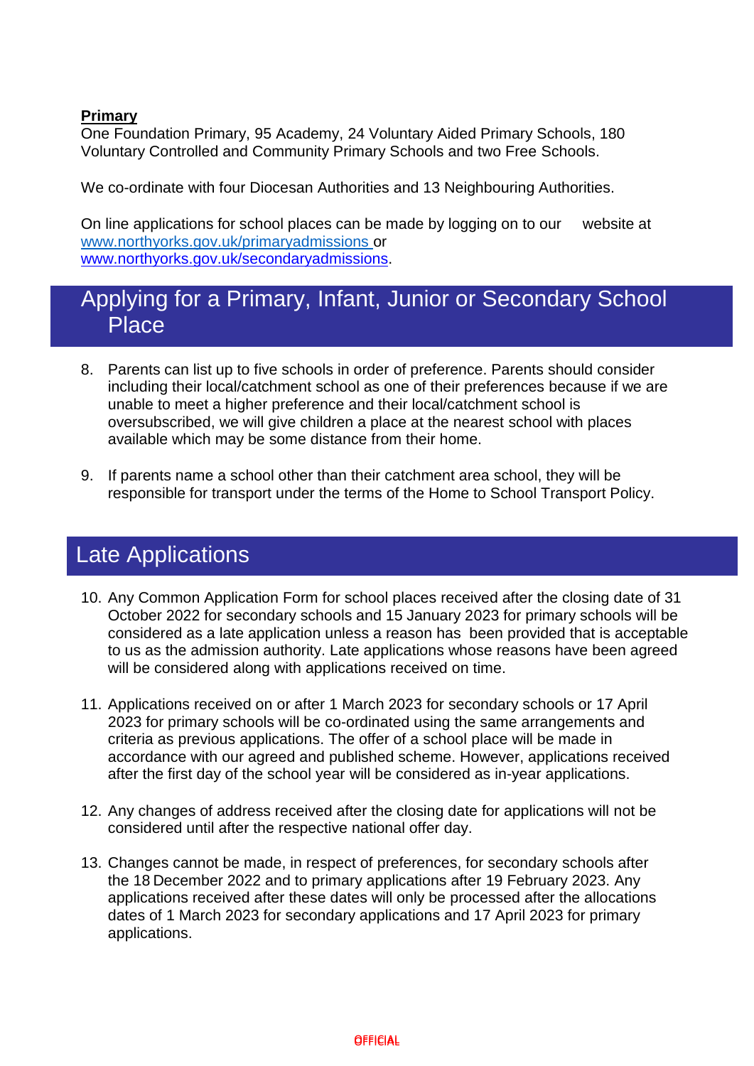**Primary**
One Foundation Primary, 95 Academy, 24 Voluntary Aided Primary Schools, 180 Voluntary Controlled and Community Primary Schools and two Free Schools.

We co-ordinate with four Diocesan Authorities and 13 Neighbouring Authorities.

On line applications for school places can be made by logging on to our website at [www.northyorks.gov.uk/primaryadmissions](http://www.northyorks.gov.uk/primaryadmissions) or [www.northyorks.gov.uk/secondaryadmissions](http://www.northyorks.gov.uk/secondaryadmissions).

## Applying for a Primary, Infant, Junior or Secondary School Place

8. Parents can list up to five schools in order of preference. Parents should consider including their local/catchment school as one of their preferences because if we are unable to meet a higher preference and their local/catchment school is oversubscribed, we will give children a place at the nearest school with places available which may be some distance from their home.

9. If parents name a school other than their catchment area school, they will be responsible for transport under the terms of the Home to School Transport Policy.

## Late Applications

10. Any Common Application Form for school places received after the closing date of 31 October 2022 for secondary schools and 15 January 2023 for primary schools will be considered as a late application unless a reason has been provided that is acceptable to us as the admission authority. Late applications whose reasons have been agreed will be considered along with applications received on time.

11. Applications received on or after 1 March 2023 for secondary schools or 17 April 2023 for primary schools will be co-ordinated using the same arrangements and criteria as previous applications. The offer of a school place will be made in accordance with our agreed and published scheme. However, applications received after the first day of the school year will be considered as in-year applications.

12. Any changes of address received after the closing date for applications will not be considered until after the respective national offer day.

13. Changes cannot be made, in respect of preferences, for secondary schools after the 18 December 2022 and to primary applications after 19 February 2023. Any applications received after these dates will only be processed after the allocations dates of 1 March 2023 for secondary applications and 17 April 2023 for primary applications.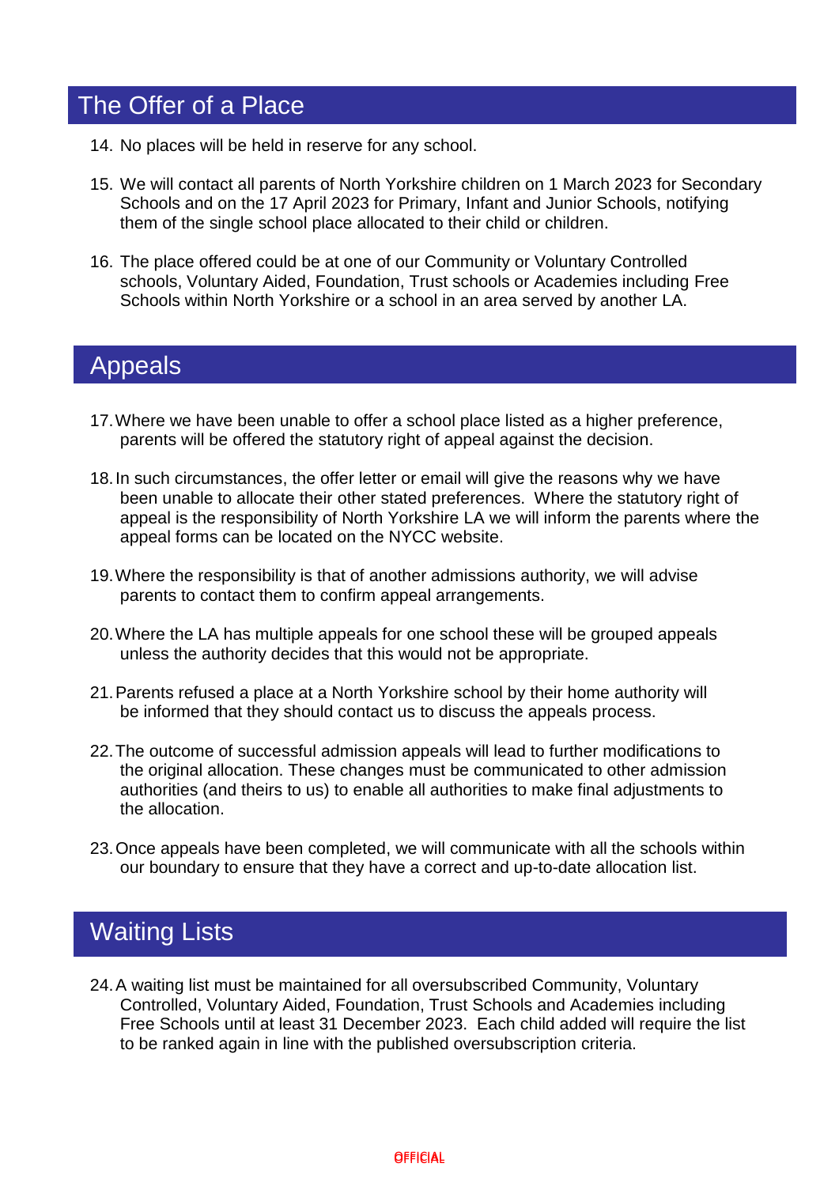## The Offer of a Place

14. No places will be held in reserve for any school.

15. We will contact all parents of North Yorkshire children on 1 March 2023 for Secondary Schools and on the 17 April 2023 for Primary, Infant and Junior Schools, notifying them of the single school place allocated to their child or children.

16. The place offered could be at one of our Community or Voluntary Controlled schools, Voluntary Aided, Foundation, Trust schools or Academies including Free Schools within North Yorkshire or a school in an area served by another LA.

## Appeals

17. Where we have been unable to offer a school place listed as a higher preference, parents will be offered the statutory right of appeal against the decision.

18. In such circumstances, the offer letter or email will give the reasons why we have been unable to allocate their other stated preferences. Where the statutory right of appeal is the responsibility of North Yorkshire LA we will inform the parents where the appeal forms can be located on the NYCC website.

19. Where the responsibility is that of another admissions authority, we will advise parents to contact them to confirm appeal arrangements.

20. Where the LA has multiple appeals for one school these will be grouped appeals unless the authority decides that this would not be appropriate.

21. Parents refused a place at a North Yorkshire school by their home authority will be informed that they should contact us to discuss the appeals process.

22. The outcome of successful admission appeals will lead to further modifications to the original allocation. These changes must be communicated to other admission authorities (and theirs to us) to enable all authorities to make final adjustments to the allocation.

23. Once appeals have been completed, we will communicate with all the schools within our boundary to ensure that they have a correct and up-to-date allocation list.

## Waiting Lists

24. A waiting list must be maintained for all oversubscribed Community, Voluntary Controlled, Voluntary Aided, Foundation, Trust Schools and Academies including Free Schools until at least 31 December 2023. Each child added will require the list to be ranked again in line with the published oversubscription criteria.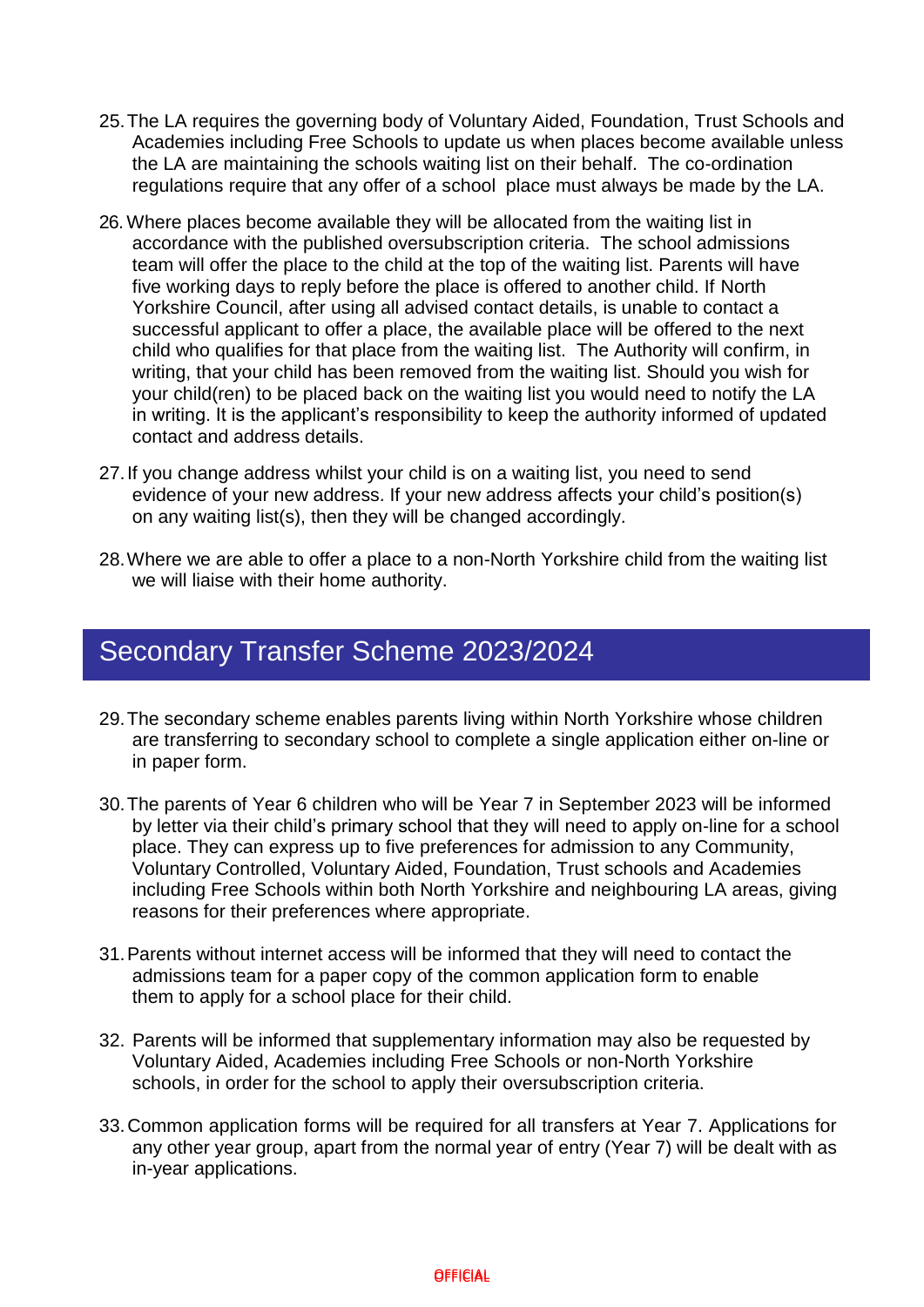25. The LA requires the governing body of Voluntary Aided, Foundation, Trust Schools and Academies including Free Schools to update us when places become available unless the LA are maintaining the schools waiting list on their behalf. The co-ordination regulations require that any offer of a school place must always be made by the LA.

26. Where places become available they will be allocated from the waiting list in accordance with the published oversubscription criteria. The school admissions team will offer the place to the child at the top of the waiting list. Parents will have five working days to reply before the place is offered to another child. If North Yorkshire Council, after using all advised contact details, is unable to contact a successful applicant to offer a place, the available place will be offered to the next child who qualifies for that place from the waiting list. The Authority will confirm, in writing, that your child has been removed from the waiting list. Should you wish for your child(ren) to be placed back on the waiting list you would need to notify the LA in writing. It is the applicant's responsibility to keep the authority informed of updated contact and address details.

27. If you change address whilst your child is on a waiting list, you need to send evidence of your new address. If your new address affects your child's position(s) on any waiting list(s), then they will be changed accordingly.

28. Where we are able to offer a place to a non-North Yorkshire child from the waiting list we will liaise with their home authority.

## Secondary Transfer Scheme 2023/2024

29. The secondary scheme enables parents living within North Yorkshire whose children are transferring to secondary school to complete a single application either on-line or in paper form.

30. The parents of Year 6 children who will be Year 7 in September 2023 will be informed by letter via their child's primary school that they will need to apply on-line for a school place. They can express up to five preferences for admission to any Community, Voluntary Controlled, Voluntary Aided, Foundation, Trust schools and Academies including Free Schools within both North Yorkshire and neighbouring LA areas, giving reasons for their preferences where appropriate.

31. Parents without internet access will be informed that they will need to contact the admissions team for a paper copy of the common application form to enable them to apply for a school place for their child.

32. Parents will be informed that supplementary information may also be requested by Voluntary Aided, Academies including Free Schools or non-North Yorkshire schools, in order for the school to apply their oversubscription criteria.

33. Common application forms will be required for all transfers at Year 7. Applications for any other year group, apart from the normal year of entry (Year 7) will be dealt with as in-year applications.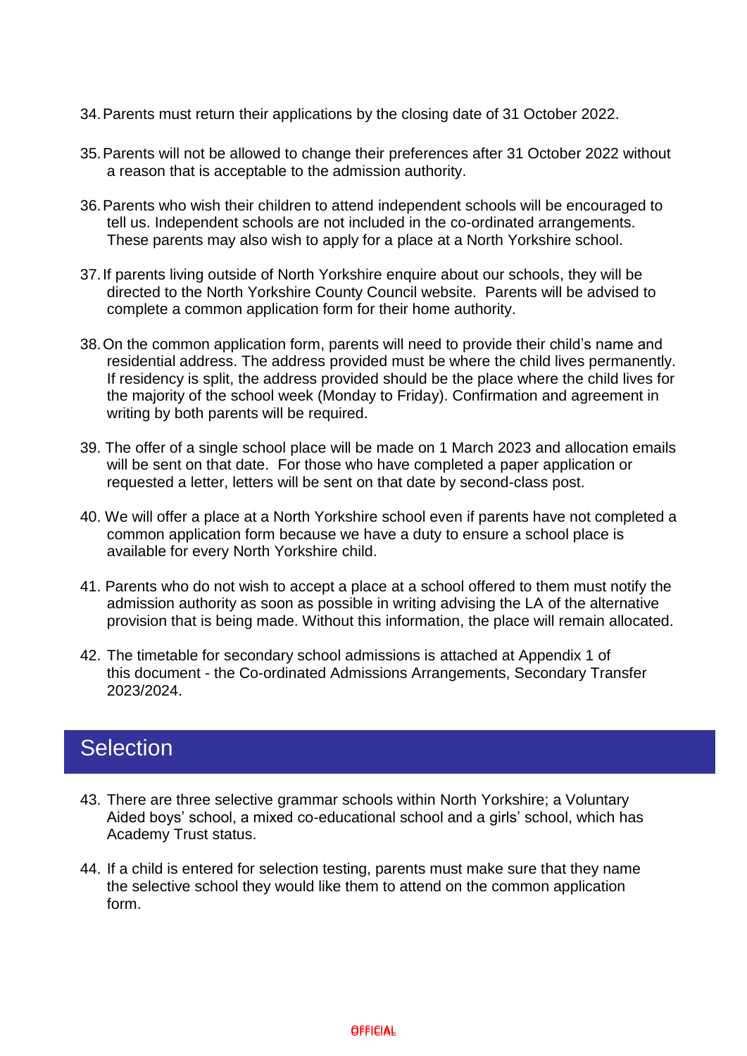34. Parents must return their applications by the closing date of 31 October 2022.

35. Parents will not be allowed to change their preferences after 31 October 2022 without a reason that is acceptable to the admission authority.

36. Parents who wish their children to attend independent schools will be encouraged to tell us. Independent schools are not included in the co-ordinated arrangements. These parents may also wish to apply for a place at a North Yorkshire school.

37. If parents living outside of North Yorkshire enquire about our schools, they will be directed to the North Yorkshire County Council website. Parents will be advised to complete a common application form for their home authority.

38. On the common application form, parents will need to provide their child's name and residential address. The address provided must be where the child lives permanently. If residency is split, the address provided should be the place where the child lives for the majority of the school week (Monday to Friday). Confirmation and agreement in writing by both parents will be required.

39. The offer of a single school place will be made on 1 March 2023 and allocation emails will be sent on that date. For those who have completed a paper application or requested a letter, letters will be sent on that date by second-class post.

40. We will offer a place at a North Yorkshire school even if parents have not completed a common application form because we have a duty to ensure a school place is available for every North Yorkshire child.

41. Parents who do not wish to accept a place at a school offered to them must notify the admission authority as soon as possible in writing advising the LA of the alternative provision that is being made. Without this information, the place will remain allocated.

42. The timetable for secondary school admissions is attached at Appendix 1 of this document - the Co-ordinated Admissions Arrangements, Secondary Transfer 2023/2024.

## Selection

43. There are three selective grammar schools within North Yorkshire; a Voluntary Aided boys' school, a mixed co-educational school and a girls' school, which has Academy Trust status.

44. If a child is entered for selection testing, parents must make sure that they name the selective school they would like them to attend on the common application form.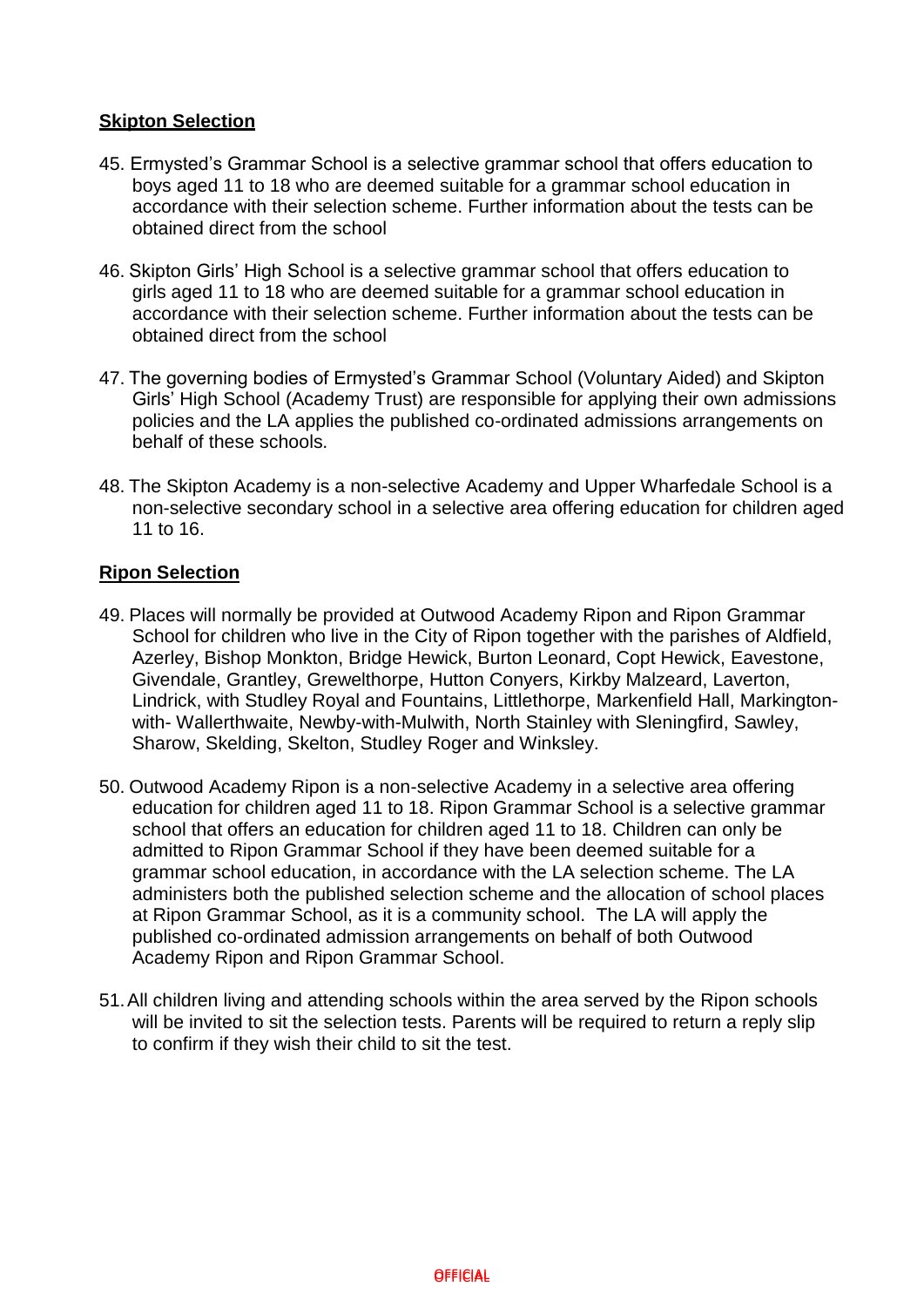**Skipton Selection**

45. Ermysted's Grammar School is a selective grammar school that offers education to boys aged 11 to 18 who are deemed suitable for a grammar school education in accordance with their selection scheme. Further information about the tests can be obtained direct from the school

46. Skipton Girls' High School is a selective grammar school that offers education to girls aged 11 to 18 who are deemed suitable for a grammar school education in accordance with their selection scheme. Further information about the tests can be obtained direct from the school

47. The governing bodies of Ermysted's Grammar School (Voluntary Aided) and Skipton Girls' High School (Academy Trust) are responsible for applying their own admissions policies and the LA applies the published co-ordinated admissions arrangements on behalf of these schools.

48. The Skipton Academy is a non-selective Academy and Upper Wharfedale School is a non-selective secondary school in a selective area offering education for children aged 11 to 16.

**Ripon Selection**

49. Places will normally be provided at Outwood Academy Ripon and Ripon Grammar School for children who live in the City of Ripon together with the parishes of Aldfield, Azerley, Bishop Monkton, Bridge Hewick, Burton Leonard, Copt Hewick, Eavestone, Givendale, Grantley, Grewelthorpe, Hutton Conyers, Kirkby Malzeard, Laverton, Lindrick, with Studley Royal and Fountains, Littlethorpe, Markenfield Hall, Markington-with- Wallerthwaite, Newby-with-Mulwith, North Stainley with Sleningfird, Sawley, Sharow, Skelding, Skelton, Studley Roger and Winksley.

50. Outwood Academy Ripon is a non-selective Academy in a selective area offering education for children aged 11 to 18. Ripon Grammar School is a selective grammar school that offers an education for children aged 11 to 18. Children can only be admitted to Ripon Grammar School if they have been deemed suitable for a grammar school education, in accordance with the LA selection scheme. The LA administers both the published selection scheme and the allocation of school places at Ripon Grammar School, as it is a community school. The LA will apply the published co-ordinated admission arrangements on behalf of both Outwood Academy Ripon and Ripon Grammar School.

51. All children living and attending schools within the area served by the Ripon schools will be invited to sit the selection tests. Parents will be required to return a reply slip to confirm if they wish their child to sit the test.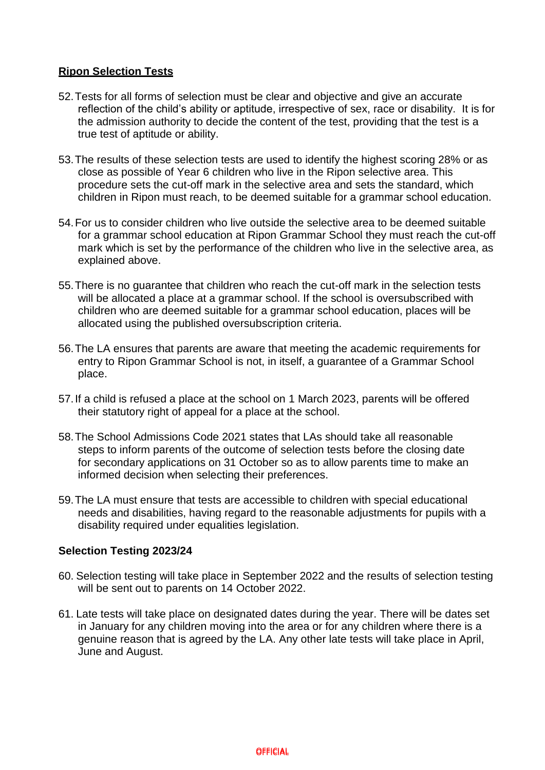## Ripon Selection Tests

52. Tests for all forms of selection must be clear and objective and give an accurate reflection of the child's ability or aptitude, irrespective of sex, race or disability. It is for the admission authority to decide the content of the test, providing that the test is a true test of aptitude or ability.

53. The results of these selection tests are used to identify the highest scoring 28% or as close as possible of Year 6 children who live in the Ripon selective area. This procedure sets the cut-off mark in the selective area and sets the standard, which children in Ripon must reach, to be deemed suitable for a grammar school education.

54. For us to consider children who live outside the selective area to be deemed suitable for a grammar school education at Ripon Grammar School they must reach the cut-off mark which is set by the performance of the children who live in the selective area, as explained above.

55. There is no guarantee that children who reach the cut-off mark in the selection tests will be allocated a place at a grammar school. If the school is oversubscribed with children who are deemed suitable for a grammar school education, places will be allocated using the published oversubscription criteria.

56. The LA ensures that parents are aware that meeting the academic requirements for entry to Ripon Grammar School is not, in itself, a guarantee of a Grammar School place.

57. If a child is refused a place at the school on 1 March 2023, parents will be offered their statutory right of appeal for a place at the school.

58. The School Admissions Code 2021 states that LAs should take all reasonable steps to inform parents of the outcome of selection tests before the closing date for secondary applications on 31 October so as to allow parents time to make an informed decision when selecting their preferences.

59. The LA must ensure that tests are accessible to children with special educational needs and disabilities, having regard to the reasonable adjustments for pupils with a disability required under equalities legislation.

### Selection Testing 2023/24

60. Selection testing will take place in September 2022 and the results of selection testing will be sent out to parents on 14 October 2022.

61. Late tests will take place on designated dates during the year. There will be dates set in January for any children moving into the area or for any children where there is a genuine reason that is agreed by the LA. Any other late tests will take place in April, June and August.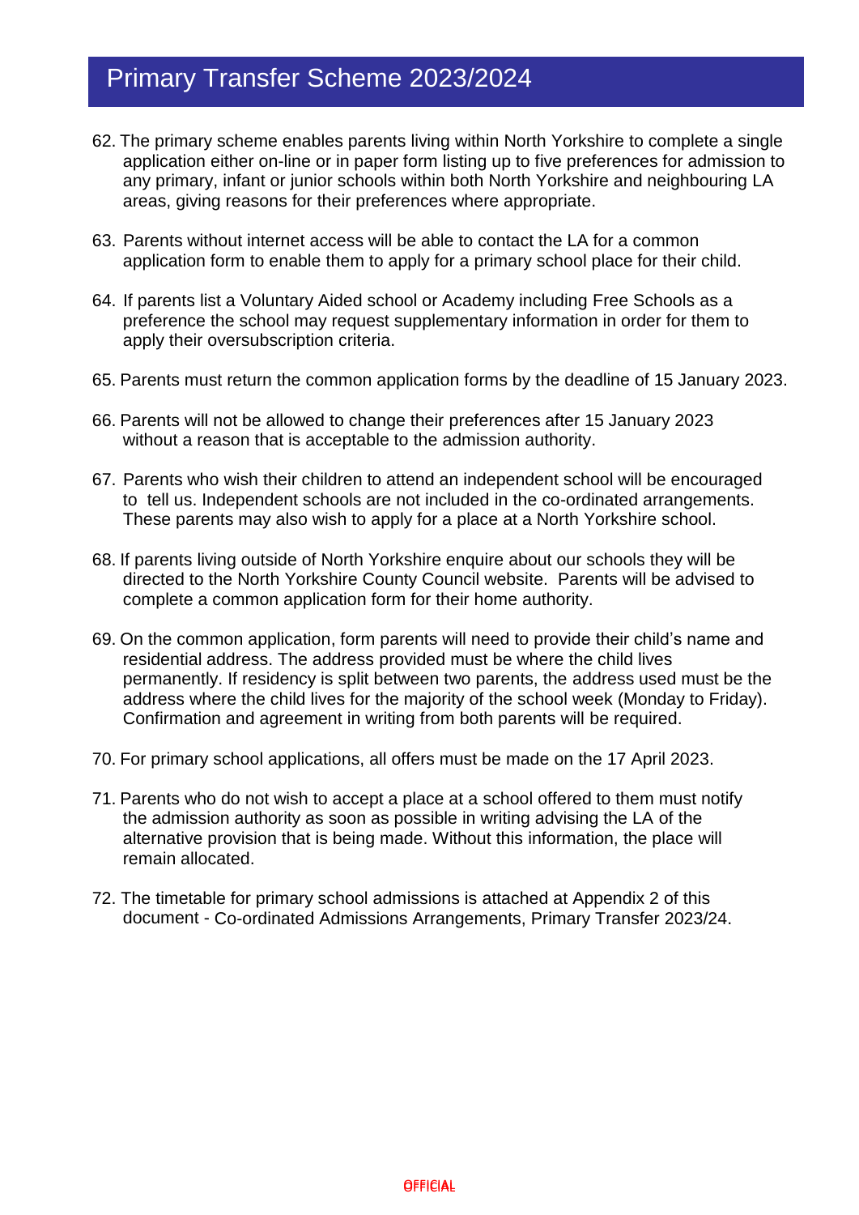# Primary Transfer Scheme 2023/2024

62. The primary scheme enables parents living within North Yorkshire to complete a single application either on-line or in paper form listing up to five preferences for admission to any primary, infant or junior schools within both North Yorkshire and neighbouring LA areas, giving reasons for their preferences where appropriate.

63. Parents without internet access will be able to contact the LA for a common application form to enable them to apply for a primary school place for their child.

64. If parents list a Voluntary Aided school or Academy including Free Schools as a preference the school may request supplementary information in order for them to apply their oversubscription criteria.

65. Parents must return the common application forms by the deadline of 15 January 2023.

66. Parents will not be allowed to change their preferences after 15 January 2023 without a reason that is acceptable to the admission authority.

67. Parents who wish their children to attend an independent school will be encouraged to tell us. Independent schools are not included in the co-ordinated arrangements. These parents may also wish to apply for a place at a North Yorkshire school.

68. If parents living outside of North Yorkshire enquire about our schools they will be directed to the North Yorkshire County Council website. Parents will be advised to complete a common application form for their home authority.

69. On the common application, form parents will need to provide their child's name and residential address. The address provided must be where the child lives permanently. If residency is split between two parents, the address used must be the address where the child lives for the majority of the school week (Monday to Friday). Confirmation and agreement in writing from both parents will be required.

70. For primary school applications, all offers must be made on the 17 April 2023.

71. Parents who do not wish to accept a place at a school offered to them must notify the admission authority as soon as possible in writing advising the LA of the alternative provision that is being made. Without this information, the place will remain allocated.

72. The timetable for primary school admissions is attached at Appendix 2 of this document - Co-ordinated Admissions Arrangements, Primary Transfer 2023/24.

OFFICIAL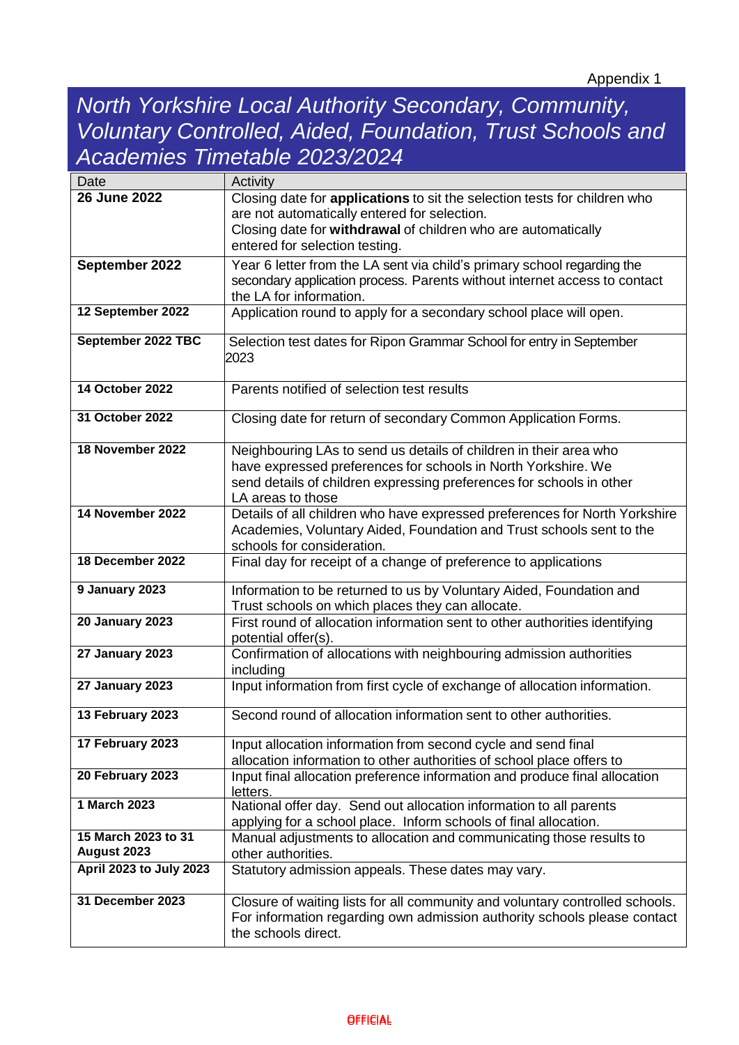Appendix 1

# *North Yorkshire Local Authority Secondary, Community, Voluntary Controlled, Aided, Foundation, Trust Schools and Academies Timetable 2023/2024*

| Date | Activity |
|---|---|
| **26 June 2022** | Closing date for **applications** to sit the selection tests for children who are not automatically entered for selection. Closing date for **withdrawal** of children who are automatically entered for selection testing. |
| **September 2022** | Year 6 letter from the LA sent via child's primary school regarding the secondary application process. Parents without internet access to contact the LA for information. |
| **12 September 2022** | Application round to apply for a secondary school place will open. |
| **September 2022 TBC** | Selection test dates for Ripon Grammar School for entry in September 2023 |
| **14 October 2022** | Parents notified of selection test results |
| **31 October 2022** | Closing date for return of secondary Common Application Forms. |
| **18 November 2022** | Neighbouring LAs to send us details of children in their area who have expressed preferences for schools in North Yorkshire. We send details of children expressing preferences for schools in other LA areas to those |
| **14 November 2022** | Details of all children who have expressed preferences for North Yorkshire Academies, Voluntary Aided, Foundation and Trust schools sent to the schools for consideration. |
| **18 December 2022** | Final day for receipt of a change of preference to applications |
| **9 January 2023** | Information to be returned to us by Voluntary Aided, Foundation and Trust schools on which places they can allocate. |
| **20 January 2023** | First round of allocation information sent to other authorities identifying potential offer(s). |
| **27 January 2023** | Confirmation of allocations with neighbouring admission authorities including |
| **27 January 2023** | Input information from first cycle of exchange of allocation information. |
| **13 February 2023** | Second round of allocation information sent to other authorities. |
| **17 February 2023** | Input allocation information from second cycle and send final allocation information to other authorities of school place offers to |
| **20 February 2023** | Input final allocation preference information and produce final allocation letters. |
| **1 March 2023** | National offer day. Send out allocation information to all parents applying for a school place. Inform schools of final allocation. |
| **15 March 2023 to 31 August 2023** | Manual adjustments to allocation and communicating those results to other authorities. |
| **April 2023 to July 2023** | Statutory admission appeals. These dates may vary. |
| **31 December 2023** | Closure of waiting lists for all community and voluntary controlled schools. For information regarding own admission authority schools please contact the schools direct. |

OFFICIAL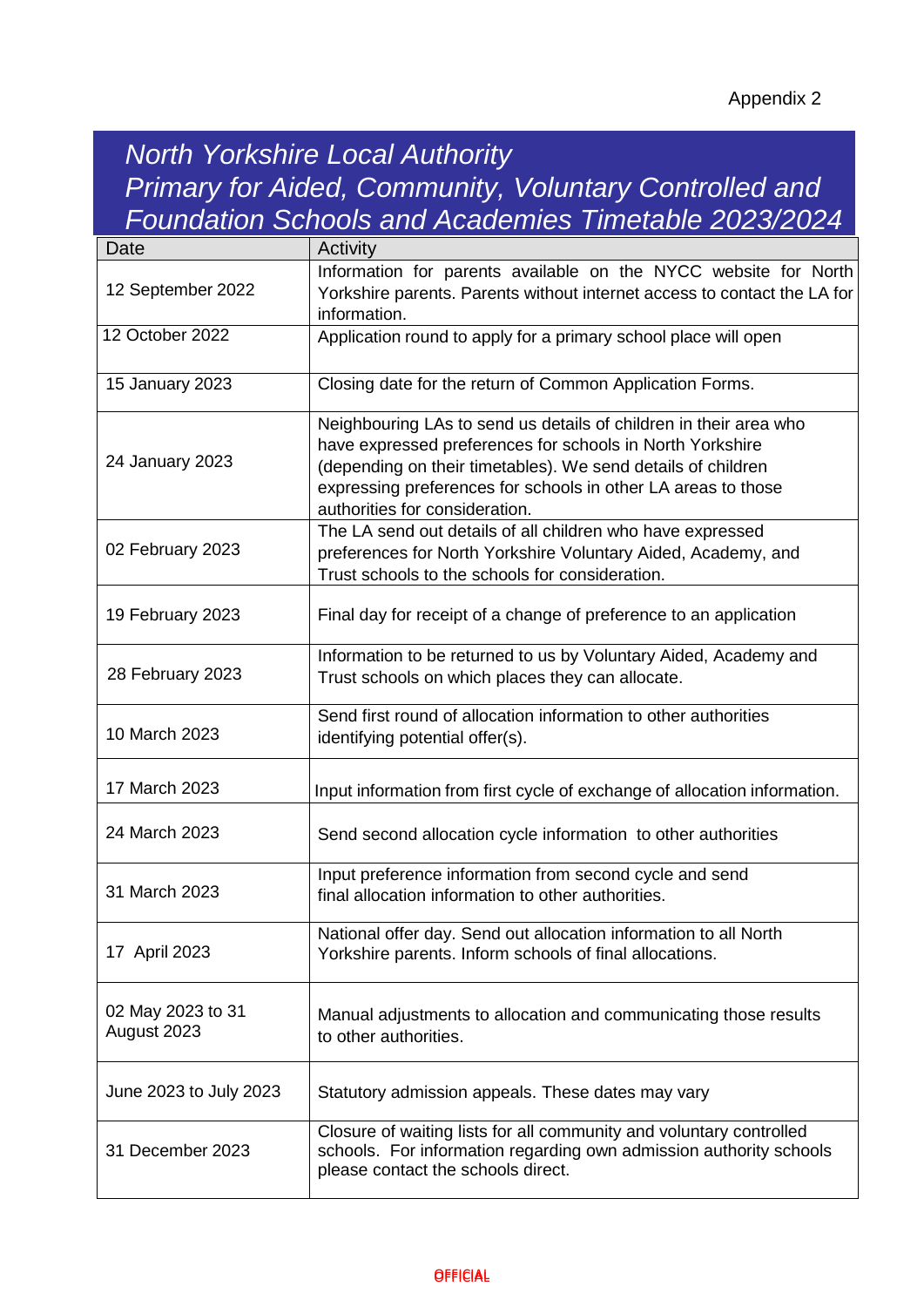Appendix 2

# North Yorkshire Local Authority
# Primary for Aided, Community, Voluntary Controlled and Foundation Schools and Academies Timetable 2023/2024

| Date | Activity |
|---|---|
| 12 September 2022 | Information for parents available on the NYCC website for North Yorkshire parents. Parents without internet access to contact the LA for information. |
| 12 October 2022 | Application round to apply for a primary school place will open |
| 15 January 2023 | Closing date for the return of Common Application Forms. |
| 24 January 2023 | Neighbouring LAs to send us details of children in their area who have expressed preferences for schools in North Yorkshire (depending on their timetables). We send details of children expressing preferences for schools in other LA areas to those authorities for consideration. |
| 02 February 2023 | The LA send out details of all children who have expressed preferences for North Yorkshire Voluntary Aided, Academy, and Trust schools to the schools for consideration. |
| 19 February 2023 | Final day for receipt of a change of preference to an application |
| 28 February 2023 | Information to be returned to us by Voluntary Aided, Academy and Trust schools on which places they can allocate. |
| 10 March 2023 | Send first round of allocation information to other authorities identifying potential offer(s). |
| 17 March 2023 | Input information from first cycle of exchange of allocation information. |
| 24 March 2023 | Send second allocation cycle information to other authorities |
| 31 March 2023 | Input preference information from second cycle and send final allocation information to other authorities. |
| 17 April 2023 | National offer day. Send out allocation information to all North Yorkshire parents. Inform schools of final allocations. |
| 02 May 2023 to 31 August 2023 | Manual adjustments to allocation and communicating those results to other authorities. |
| June 2023 to July 2023 | Statutory admission appeals. These dates may vary |
| 31 December 2023 | Closure of waiting lists for all community and voluntary controlled schools. For information regarding own admission authority schools please contact the schools direct. |

OFFICIAL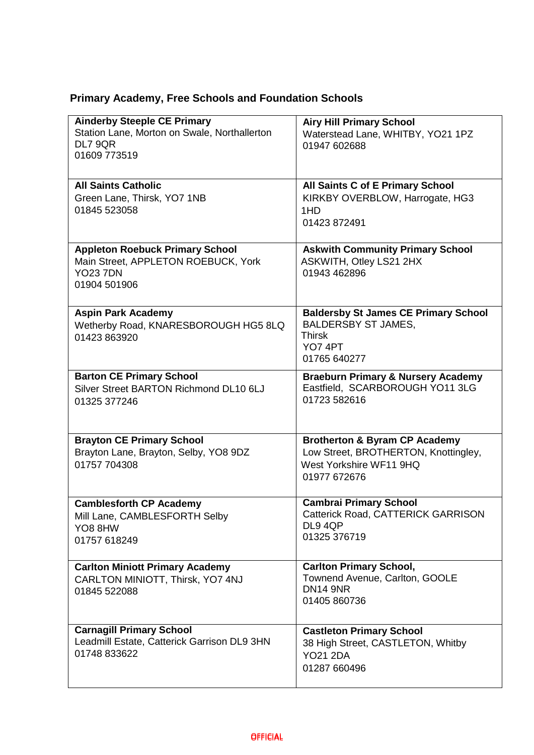## Primary Academy, Free Schools and Foundation Schools

| | |
|---|---|
| **Ainderby Steeple CE Primary**<br>Station Lane, Morton on Swale, Northallerton DL7 9QR<br>01609 773519 | **Airy Hill Primary School**<br>Waterstead Lane, WHITBY, YO21 1PZ<br>01947 602688 |
| **All Saints Catholic**<br>Green Lane, Thirsk, YO7 1NB<br>01845 523058 | **All Saints C of E Primary School**<br>KIRKBY OVERBLOW, Harrogate, HG3 1HD<br>01423 872491 |
| **Appleton Roebuck Primary School**<br>Main Street, APPLETON ROEBUCK, York YO23 7DN<br>01904 501906 | **Askwith Community Primary School**<br>ASKWITH, Otley LS21 2HX<br>01943 462896 |
| **Aspin Park Academy**<br>Wetherby Road, KNARESBOROUGH HG5 8LQ<br>01423 863920 | **Baldersby St James CE Primary School**<br>BALDERSBY ST JAMES,<br>Thirsk<br>YO7 4PT<br>01765 640277 |
| **Barton CE Primary School**<br>Silver Street BARTON Richmond DL10 6LJ<br>01325 377246 | **Braeburn Primary & Nursery Academy**<br>Eastfield, SCARBOROUGH YO11 3LG<br>01723 582616 |
| **Brayton CE Primary School**<br>Brayton Lane, Brayton, Selby, YO8 9DZ<br>01757 704308 | **Brotherton & Byram CP Academy**<br>Low Street, BROTHERTON, Knottingley, West Yorkshire WF11 9HQ<br>01977 672676 |
| **Camblesforth CP Academy**<br>Mill Lane, CAMBLESFORTH Selby<br>YO8 8HW<br>01757 618249 | **Cambrai Primary School**<br>Catterick Road, CATTERICK GARRISON DL9 4QP<br>01325 376719 |
| **Carlton Miniott Primary Academy**<br>CARLTON MINIOTT, Thirsk, YO7 4NJ<br>01845 522088 | **Carlton Primary School,**<br>Townend Avenue, Carlton, GOOLE<br>DN14 9NR<br>01405 860736 |
| **Carnagill Primary School**<br>Leadmill Estate, Catterick Garrison DL9 3HN<br>01748 833622 | **Castleton Primary School**<br>38 High Street, CASTLETON, Whitby<br>YO21 2DA<br>01287 660496 |

OFFICIAL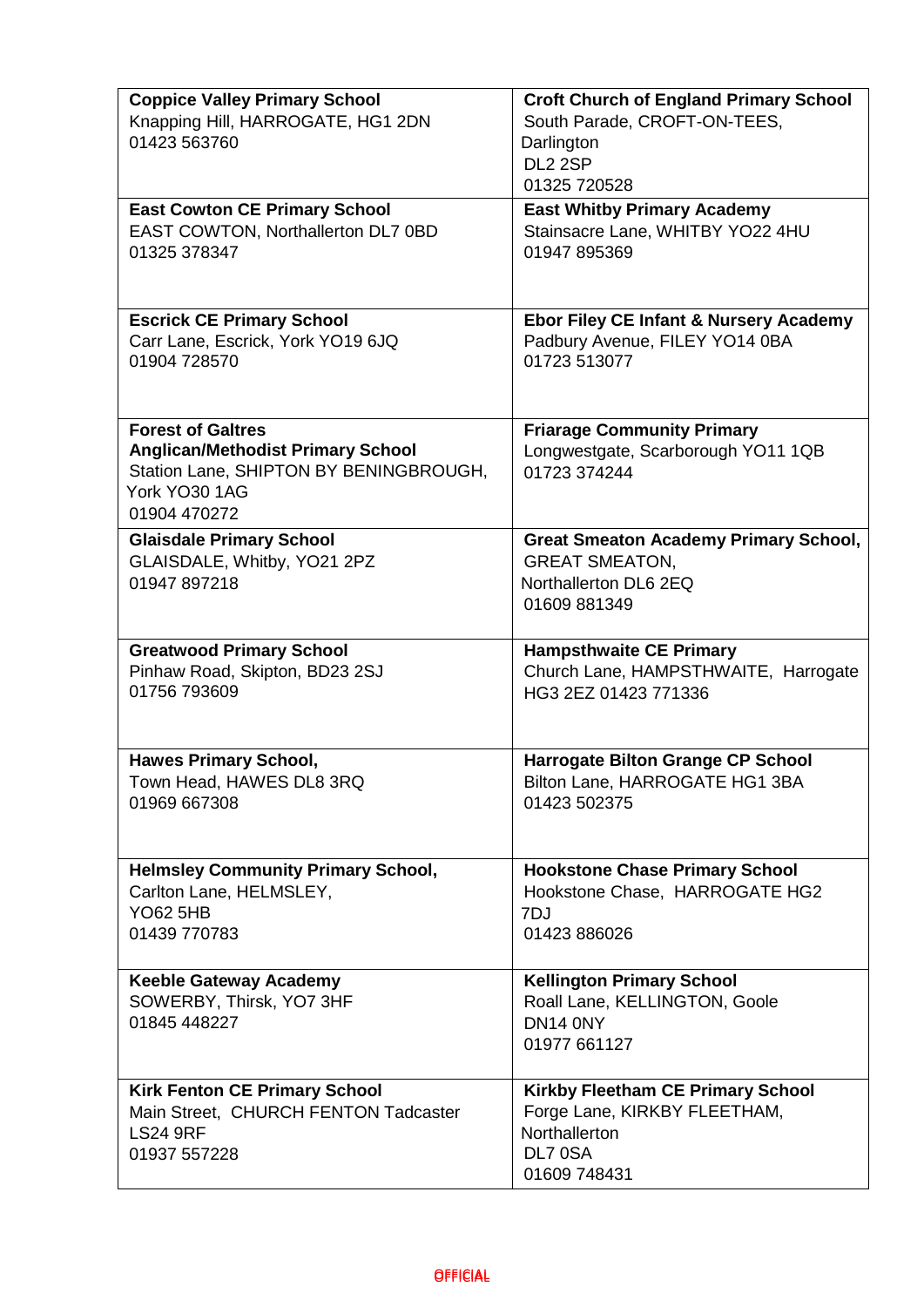| | |
|---|---|
| **Coppice Valley Primary School**<br>Knapping Hill, HARROGATE, HG1 2DN<br>01423 563760 | **Croft Church of England Primary School**<br>South Parade, CROFT-ON-TEES, Darlington<br>DL2 2SP<br>01325 720528 |
| **East Cowton CE Primary School**<br>EAST COWTON, Northallerton DL7 0BD<br>01325 378347 | **East Whitby Primary Academy**<br>Stainsacre Lane, WHITBY YO22 4HU<br>01947 895369 |
| **Escrick CE Primary School**<br>Carr Lane, Escrick, York YO19 6JQ<br>01904 728570 | **Ebor Filey CE Infant & Nursery Academy**<br>Padbury Avenue, FILEY YO14 0BA<br>01723 513077 |
| **Forest of Galtres Anglican/Methodist Primary School**<br>Station Lane, SHIPTON BY BENINGBROUGH, York YO30 1AG<br>01904 470272 | **Friarage Community Primary**<br>Longwestgate, Scarborough YO11 1QB<br>01723 374244 |
| **Glaisdale Primary School**<br>GLAISDALE, Whitby, YO21 2PZ<br>01947 897218 | **Great Smeaton Academy Primary School,**<br>GREAT SMEATON,<br>Northallerton DL6 2EQ<br>01609 881349 |
| **Greatwood Primary School**<br>Pinhaw Road, Skipton, BD23 2SJ<br>01756 793609 | **Hampsthwaite CE Primary**<br>Church Lane, HAMPSTHWAITE, Harrogate HG3 2EZ 01423 771336 |
| **Hawes Primary School,**<br>Town Head, HAWES DL8 3RQ<br>01969 667308 | **Harrogate Bilton Grange CP School**<br>Bilton Lane, HARROGATE HG1 3BA<br>01423 502375 |
| **Helmsley Community Primary School,**<br>Carlton Lane, HELMSLEY,<br>YO62 5HB<br>01439 770783 | **Hookstone Chase Primary School**<br>Hookstone Chase, HARROGATE HG2 7DJ<br>01423 886026 |
| **Keeble Gateway Academy**<br>SOWERBY, Thirsk, YO7 3HF<br>01845 448227 | **Kellington Primary School**<br>Roall Lane, KELLINGTON, Goole<br>DN14 0NY<br>01977 661127 |
| **Kirk Fenton CE Primary School**<br>Main Street, CHURCH FENTON Tadcaster<br>LS24 9RF<br>01937 557228 | **Kirkby Fleetham CE Primary School**<br>Forge Lane, KIRKBY FLEETHAM, Northallerton<br>DL7 0SA<br>01609 748431 |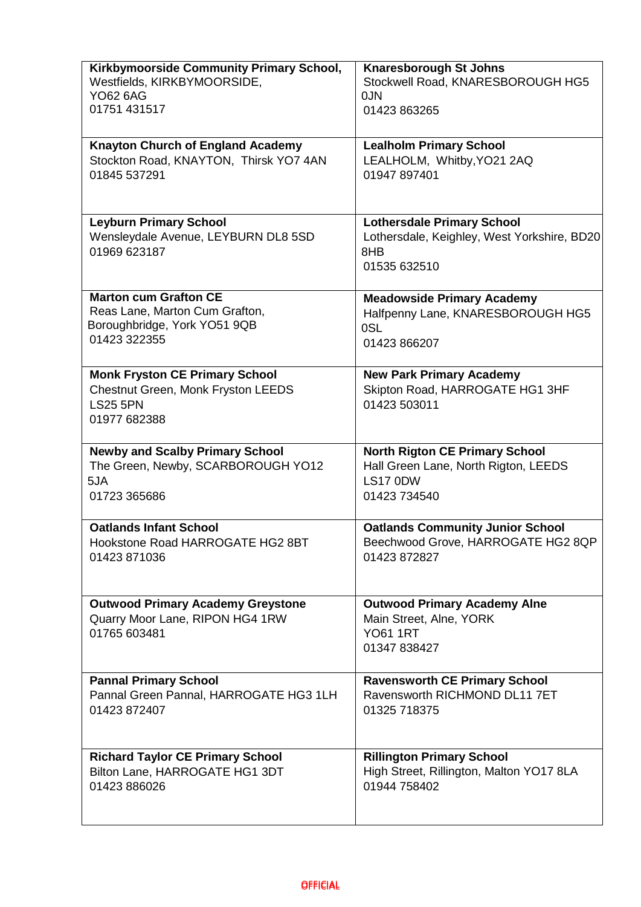| | |
|---|---|
| **Kirkbymoorside Community Primary School,** Westfields, KIRKBYMOORSIDE, YO62 6AG 01751 431517 | **Knaresborough St Johns** Stockwell Road, KNARESBOROUGH HG5 0JN 01423 863265 |
| **Knayton Church of England Academy** Stockton Road, KNAYTON, Thirsk YO7 4AN 01845 537291 | **Lealholm Primary School** LEALHOLM, Whitby,YO21 2AQ 01947 897401 |
| **Leyburn Primary School** Wensleydale Avenue, LEYBURN DL8 5SD 01969 623187 | **Lothersdale Primary School** Lothersdale, Keighley, West Yorkshire, BD20 8HB 01535 632510 |
| **Marton cum Grafton CE** Reas Lane, Marton Cum Grafton, Boroughbridge, York YO51 9QB 01423 322355 | **Meadowside Primary Academy** Halfpenny Lane, KNARESBOROUGH HG5 0SL 01423 866207 |
| **Monk Fryston CE Primary School** Chestnut Green, Monk Fryston LEEDS LS25 5PN 01977 682388 | **New Park Primary Academy** Skipton Road, HARROGATE HG1 3HF 01423 503011 |
| **Newby and Scalby Primary School** The Green, Newby, SCARBOROUGH YO12 5JA 01723 365686 | **North Rigton CE Primary School** Hall Green Lane, North Rigton, LEEDS LS17 0DW 01423 734540 |
| **Oatlands Infant School** Hookstone Road HARROGATE HG2 8BT 01423 871036 | **Oatlands Community Junior School** Beechwood Grove, HARROGATE HG2 8QP 01423 872827 |
| **Outwood Primary Academy Greystone** Quarry Moor Lane, RIPON HG4 1RW 01765 603481 | **Outwood Primary Academy Alne** Main Street, Alne, YORK YO61 1RT 01347 838427 |
| **Pannal Primary School** Pannal Green Pannal, HARROGATE HG3 1LH 01423 872407 | **Ravensworth CE Primary School** Ravensworth RICHMOND DL11 7ET 01325 718375 |
| **Richard Taylor CE Primary School** Bilton Lane, HARROGATE HG1 3DT 01423 886026 | **Rillington Primary School** High Street, Rillington, Malton YO17 8LA 01944 758402 |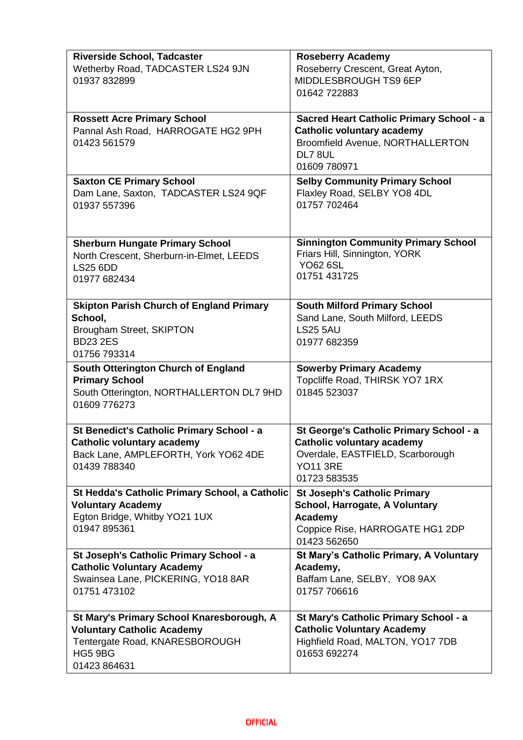| | |
|---|---|
| **Riverside School, Tadcaster**<br>Wetherby Road, TADCASTER LS24 9JN<br>01937 832899 | **Roseberry Academy**<br>Roseberry Crescent, Great Ayton, MIDDLESBROUGH TS9 6EP<br>01642 722883 |
| **Rossett Acre Primary School**<br>Pannal Ash Road, HARROGATE HG2 9PH<br>01423 561579 | **Sacred Heart Catholic Primary School - a Catholic voluntary academy**<br>Broomfield Avenue, NORTHALLERTON DL7 8UL<br>01609 780971 |
| **Saxton CE Primary School**<br>Dam Lane, Saxton, TADCASTER LS24 9QF<br>01937 557396 | **Selby Community Primary School**<br>Flaxley Road, SELBY YO8 4DL<br>01757 702464 |
| **Sherburn Hungate Primary School**<br>North Crescent, Sherburn-in-Elmet, LEEDS LS25 6DD<br>01977 682434 | **Sinnington Community Primary School**<br>Friars Hill, Sinnington, YORK YO62 6SL<br>01751 431725 |
| **Skipton Parish Church of England Primary School,**<br>Brougham Street, SKIPTON BD23 2ES<br>01756 793314 | **South Milford Primary School**<br>Sand Lane, South Milford, LEEDS LS25 5AU<br>01977 682359 |
| **South Otterington Church of England Primary School**<br>South Otterington, NORTHALLERTON DL7 9HD<br>01609 776273 | **Sowerby Primary Academy**<br>Topcliffe Road, THIRSK YO7 1RX<br>01845 523037 |
| **St Benedict's Catholic Primary School - a Catholic voluntary academy**<br>Back Lane, AMPLEFORTH, York YO62 4DE<br>01439 788340 | **St George's Catholic Primary School - a Catholic voluntary academy**<br>Overdale, EASTFIELD, Scarborough YO11 3RE<br>01723 583535 |
| **St Hedda's Catholic Primary School, a Catholic Voluntary Academy**<br>Egton Bridge, Whitby YO21 1UX<br>01947 895361 | **St Joseph's Catholic Primary School, Harrogate, A Voluntary Academy**<br>Coppice Rise, HARROGATE HG1 2DP<br>01423 562650 |
| **St Joseph's Catholic Primary School - a Catholic Voluntary Academy**<br>Swainsea Lane, PICKERING, YO18 8AR<br>01751 473102 | **St Mary's Catholic Primary, A Voluntary Academy,**<br>Baffam Lane, SELBY, YO8 9AX<br>01757 706616 |
| **St Mary's Primary School Knaresborough, A Voluntary Catholic Academy**<br>Tentergate Road, KNARESBOROUGH HG5 9BG<br>01423 864631 | **St Mary's Catholic Primary School - a Catholic Voluntary Academy**<br>Highfield Road, MALTON, YO17 7DB<br>01653 692274 |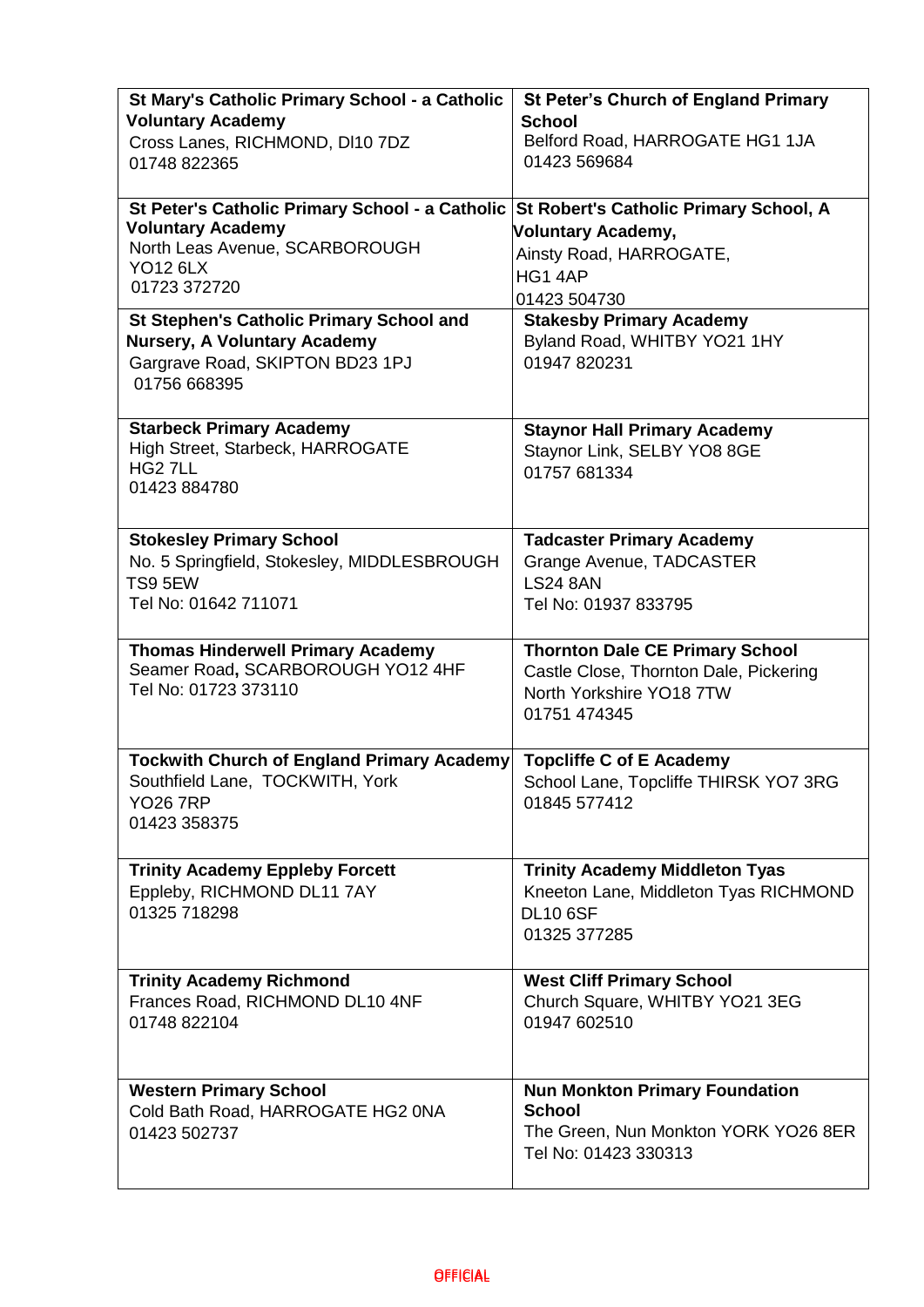| | |
|---|---|
| **St Mary's Catholic Primary School - a Catholic Voluntary Academy**<br>Cross Lanes, RICHMOND, Dl10 7DZ<br>01748 822365 | **St Peter's Church of England Primary School**<br>Belford Road, HARROGATE HG1 1JA<br>01423 569684 |
| **St Peter's Catholic Primary School - a Catholic Voluntary Academy**<br>North Leas Avenue, SCARBOROUGH YO12 6LX<br>01723 372720 | **St Robert's Catholic Primary School, A Voluntary Academy,**<br>Ainsty Road, HARROGATE, HG1 4AP<br>01423 504730 |
| **St Stephen's Catholic Primary School and Nursery, A Voluntary Academy**<br>Gargrave Road, SKIPTON BD23 1PJ<br>01756 668395 | **Stakesby Primary Academy**<br>Byland Road, WHITBY YO21 1HY<br>01947 820231 |
| **Starbeck Primary Academy**<br>High Street, Starbeck, HARROGATE HG2 7LL<br>01423 884780 | **Staynor Hall Primary Academy**<br>Staynor Link, SELBY YO8 8GE<br>01757 681334 |
| **Stokesley Primary School**<br>No. 5 Springfield, Stokesley, MIDDLESBROUGH TS9 5EW<br>Tel No: 01642 711071 | **Tadcaster Primary Academy**<br>Grange Avenue, TADCASTER LS24 8AN<br>Tel No: 01937 833795 |
| **Thomas Hinderwell Primary Academy**<br>Seamer Road**,** SCARBOROUGH YO12 4HF<br>Tel No: 01723 373110 | **Thornton Dale CE Primary School**<br>Castle Close, Thornton Dale, Pickering North Yorkshire YO18 7TW<br>01751 474345 |
| **Tockwith Church of England Primary Academy**<br>Southfield Lane, TOCKWITH, York YO26 7RP<br>01423 358375 | **Topcliffe C of E Academy**<br>School Lane, Topcliffe THIRSK YO7 3RG<br>01845 577412 |
| **Trinity Academy Eppleby Forcett**<br>Eppleby, RICHMOND DL11 7AY<br>01325 718298 | **Trinity Academy Middleton Tyas**<br>Kneeton Lane, Middleton Tyas RICHMOND DL10 6SF<br>01325 377285 |
| **Trinity Academy Richmond**<br>Frances Road, RICHMOND DL10 4NF<br>01748 822104 | **West Cliff Primary School**<br>Church Square, WHITBY YO21 3EG<br>01947 602510 |
| **Western Primary School**<br>Cold Bath Road, HARROGATE HG2 0NA<br>01423 502737 | **Nun Monkton Primary Foundation School**<br>The Green, Nun Monkton YORK YO26 8ER<br>Tel No: 01423 330313 |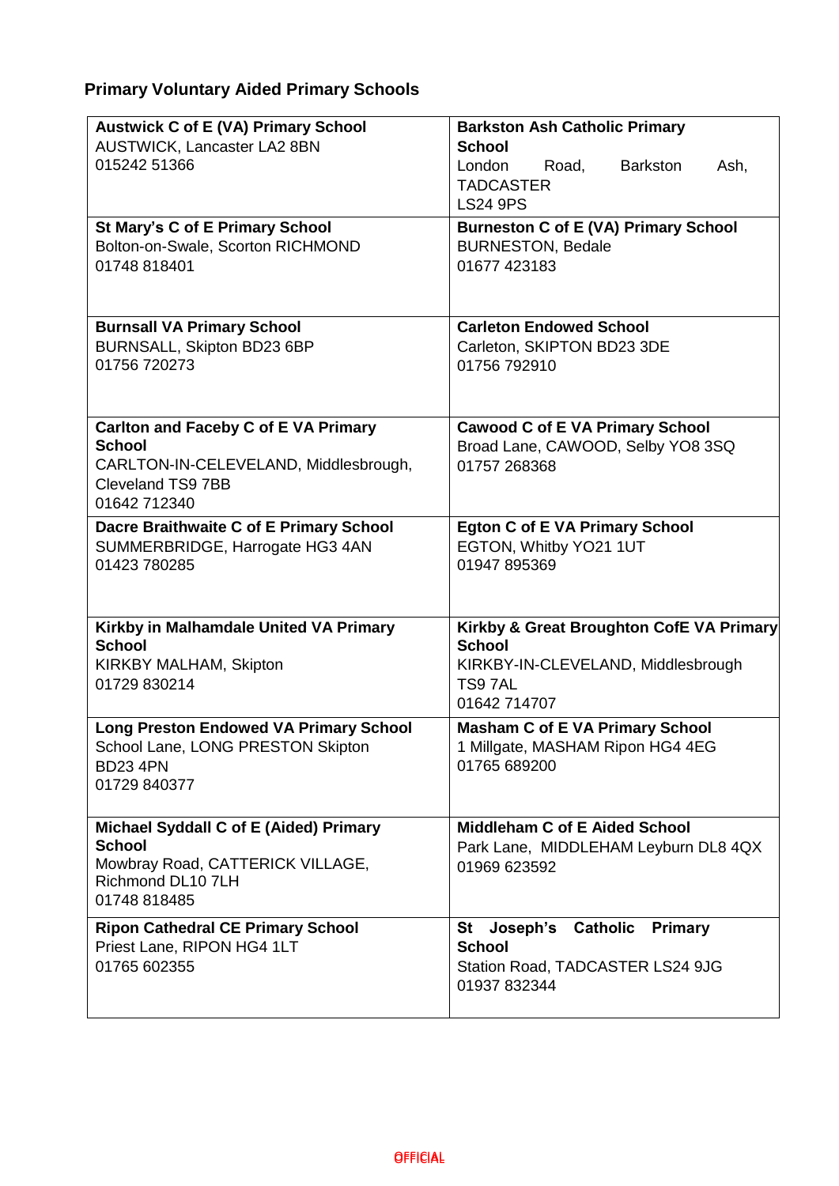## Primary Voluntary Aided Primary Schools

| | |
|---|---|
| **Austwick C of E (VA) Primary School**<br>AUSTWICK, Lancaster LA2 8BN<br>015242 51366 | **Barkston Ash Catholic Primary School**<br>London Road, Barkston Ash, TADCASTER<br>LS24 9PS |
| **St Mary's C of E Primary School**<br>Bolton-on-Swale, Scorton RICHMOND<br>01748 818401 | **Burneston C of E (VA) Primary School**<br>BURNESTON, Bedale<br>01677 423183 |
| **Burnsall VA Primary School**<br>BURNSALL, Skipton BD23 6BP<br>01756 720273 | **Carleton Endowed School**<br>Carleton, SKIPTON BD23 3DE<br>01756 792910 |
| **Carlton and Faceby C of E VA Primary School**<br>CARLTON-IN-CELEVELAND, Middlesbrough, Cleveland TS9 7BB<br>01642 712340 | **Cawood C of E VA Primary School**<br>Broad Lane, CAWOOD, Selby YO8 3SQ<br>01757 268368 |
| **Dacre Braithwaite C of E Primary School**<br>SUMMERBRIDGE, Harrogate HG3 4AN<br>01423 780285 | **Egton C of E VA Primary School**<br>EGTON, Whitby YO21 1UT<br>01947 895369 |
| **Kirkby in Malhamdale United VA Primary School**<br>KIRKBY MALHAM, Skipton<br>01729 830214 | **Kirkby & Great Broughton CofE VA Primary School**<br>KIRKBY-IN-CLEVELAND, Middlesbrough<br>TS9 7AL<br>01642 714707 |
| **Long Preston Endowed VA Primary School**<br>School Lane, LONG PRESTON Skipton<br>BD23 4PN<br>01729 840377 | **Masham C of E VA Primary School**<br>1 Millgate, MASHAM Ripon HG4 4EG<br>01765 689200 |
| **Michael Syddall C of E (Aided) Primary School**<br>Mowbray Road, CATTERICK VILLAGE, Richmond DL10 7LH<br>01748 818485 | **Middleham C of E Aided School**<br>Park Lane, MIDDLEHAM Leyburn DL8 4QX<br>01969 623592 |
| **Ripon Cathedral CE Primary School**<br>Priest Lane, RIPON HG4 1LT<br>01765 602355 | **St Joseph's Catholic Primary School**<br>Station Road, TADCASTER LS24 9JG<br>01937 832344 |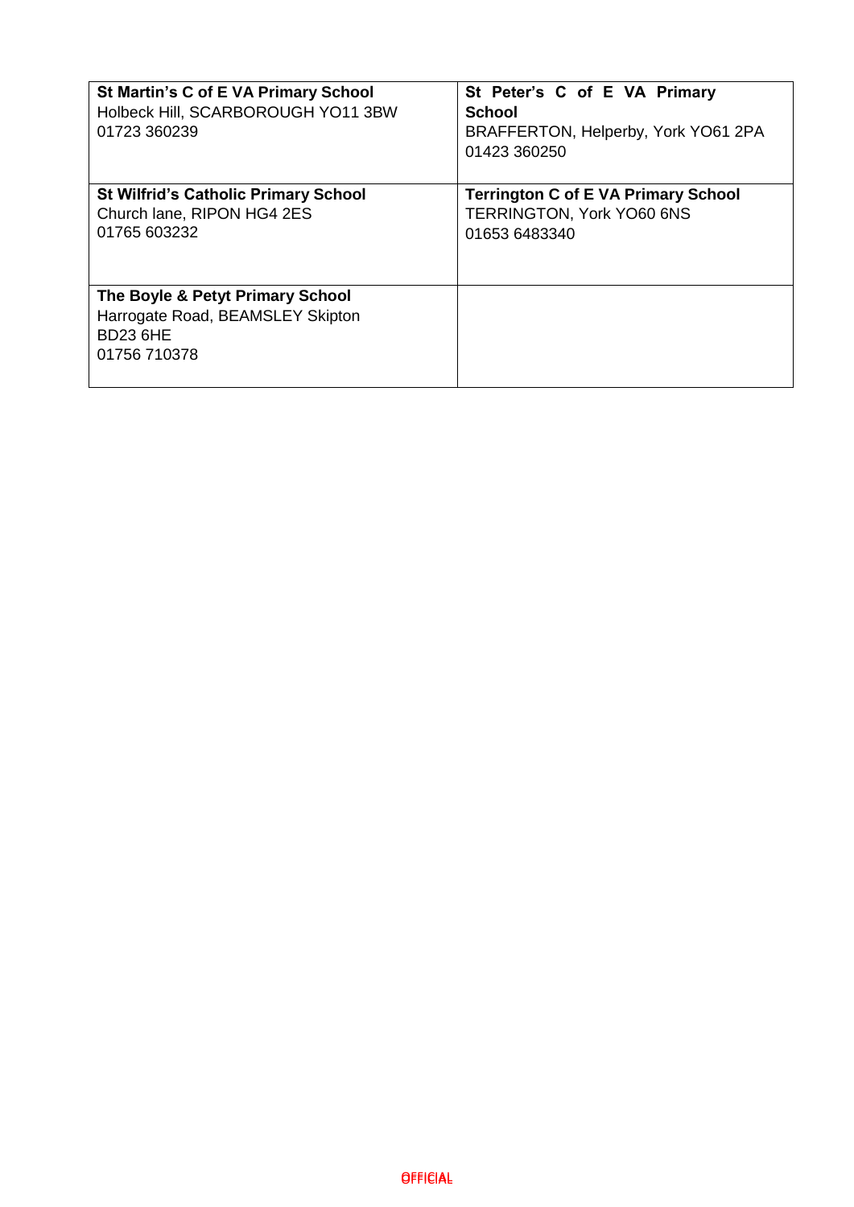| | |
|---|---|
| **St Martin's C of E VA Primary School**<br>Holbeck Hill, SCARBOROUGH YO11 3BW<br>01723 360239 | **St Peter's C of E VA Primary School**<br>BRAFFERTON, Helperby, York YO61 2PA<br>01423 360250 |
| **St Wilfrid's Catholic Primary School**<br>Church lane, RIPON HG4 2ES<br>01765 603232 | **Terrington C of E VA Primary School**<br>TERRINGTON, York YO60 6NS<br>01653 6483340 |
| **The Boyle & Petyt Primary School**<br>Harrogate Road, BEAMSLEY Skipton<br>BD23 6HE<br>01756 710378 | |

OFFICIAL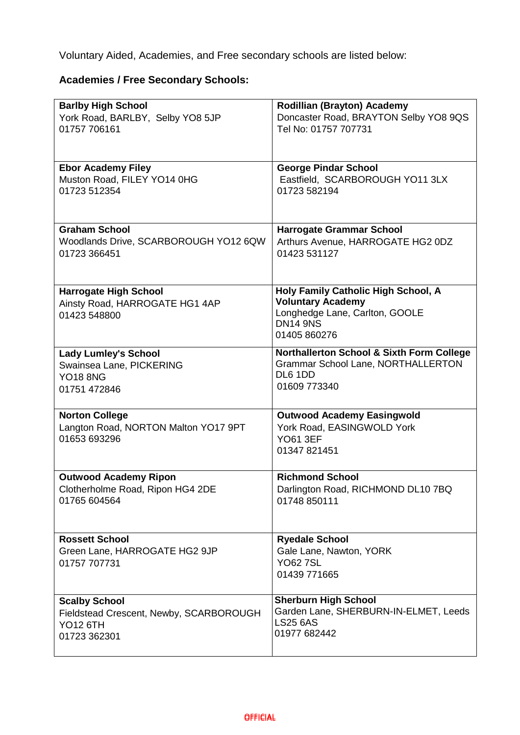Voluntary Aided, Academies, and Free secondary schools are listed below:

**Academies / Free Secondary Schools:**

| | |
|---|---|
| **Barlby High School**<br>York Road, BARLBY, Selby YO8 5JP<br>01757 706161 | **Rodillian (Brayton) Academy**<br>Doncaster Road, BRAYTON Selby YO8 9QS<br>Tel No: 01757 707731 |
| **Ebor Academy Filey**<br>Muston Road, FILEY YO14 0HG<br>01723 512354 | **George Pindar School**<br>Eastfield, SCARBOROUGH YO11 3LX<br>01723 582194 |
| **Graham School**<br>Woodlands Drive, SCARBOROUGH YO12 6QW<br>01723 366451 | **Harrogate Grammar School**<br>Arthurs Avenue, HARROGATE HG2 0DZ<br>01423 531127 |
| **Harrogate High School**<br>Ainsty Road, HARROGATE HG1 4AP<br>01423 548800 | **Holy Family Catholic High School, A Voluntary Academy**<br>Longhedge Lane, Carlton, GOOLE<br>DN14 9NS<br>01405 860276 |
| **Lady Lumley's School**<br>Swainsea Lane, PICKERING<br>YO18 8NG<br>01751 472846 | **Northallerton School & Sixth Form College**<br>Grammar School Lane, NORTHALLERTON<br>DL6 1DD<br>01609 773340 |
| **Norton College**<br>Langton Road, NORTON Malton YO17 9PT<br>01653 693296 | **Outwood Academy Easingwold**<br>York Road, EASINGWOLD York<br>YO61 3EF<br>01347 821451 |
| **Outwood Academy Ripon**<br>Clotherholme Road, Ripon HG4 2DE<br>01765 604564 | **Richmond School**<br>Darlington Road, RICHMOND DL10 7BQ<br>01748 850111 |
| **Rossett School**<br>Green Lane, HARROGATE HG2 9JP<br>01757 707731 | **Ryedale School**<br>Gale Lane, Nawton, YORK<br>YO62 7SL<br>01439 771665 |
| **Scalby School**<br>Fieldstead Crescent, Newby, SCARBOROUGH<br>YO12 6TH<br>01723 362301 | **Sherburn High School**<br>Garden Lane, SHERBURN-IN-ELMET, Leeds<br>LS25 6AS<br>01977 682442 |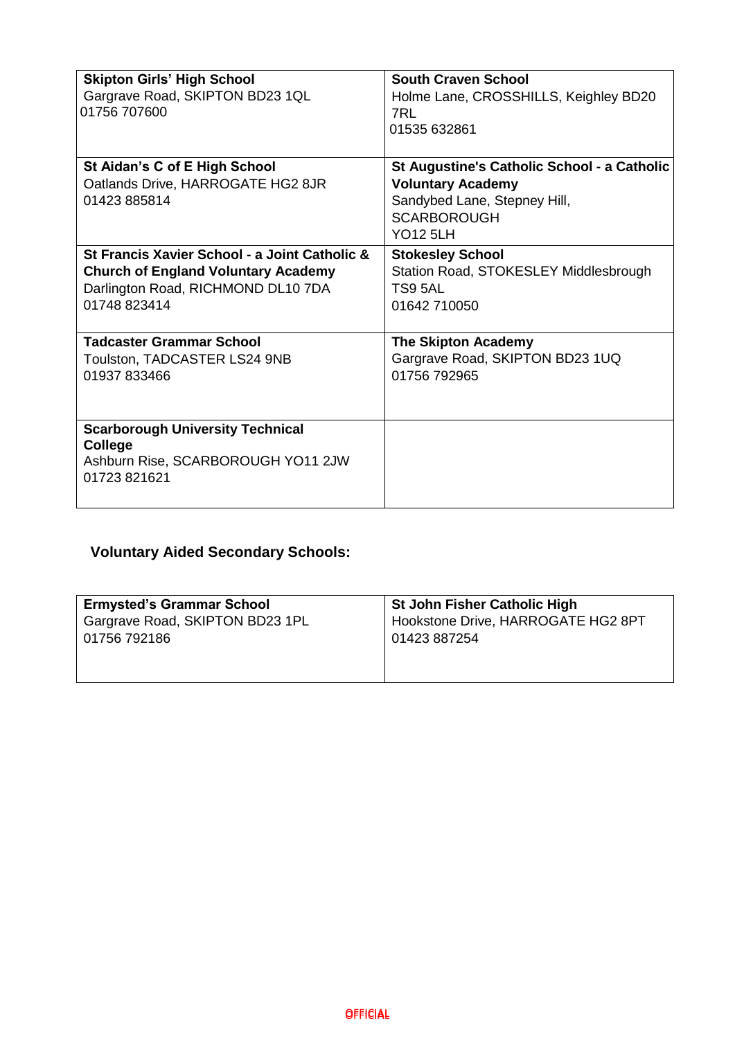| | |
|---|---|
| **Skipton Girls' High School**<br>Gargrave Road, SKIPTON BD23 1QL<br>01756 707600 | **South Craven School**<br>Holme Lane, CROSSHILLS, Keighley BD20 7RL<br>01535 632861 |
| **St Aidan's C of E High School**<br>Oatlands Drive, HARROGATE HG2 8JR<br>01423 885814 | **St Augustine's Catholic School - a Catholic Voluntary Academy**<br>Sandybed Lane, Stepney Hill, SCARBOROUGH<br>YO12 5LH |
| **St Francis Xavier School - a Joint Catholic & Church of England Voluntary Academy**<br>Darlington Road, RICHMOND DL10 7DA<br>01748 823414 | **Stokesley School**<br>Station Road, STOKESLEY Middlesbrough TS9 5AL<br>01642 710050 |
| **Tadcaster Grammar School**<br>Toulston, TADCASTER LS24 9NB<br>01937 833466 | **The Skipton Academy**<br>Gargrave Road, SKIPTON BD23 1UQ<br>01756 792965 |
| **Scarborough University Technical College**<br>Ashburn Rise, SCARBOROUGH YO11 2JW<br>01723 821621 | |

### Voluntary Aided Secondary Schools:

| | |
|---|---|
| **Ermysted's Grammar School**<br>Gargrave Road, SKIPTON BD23 1PL<br>01756 792186 | **St John Fisher Catholic High**<br>Hookstone Drive, HARROGATE HG2 8PT<br>01423 887254 |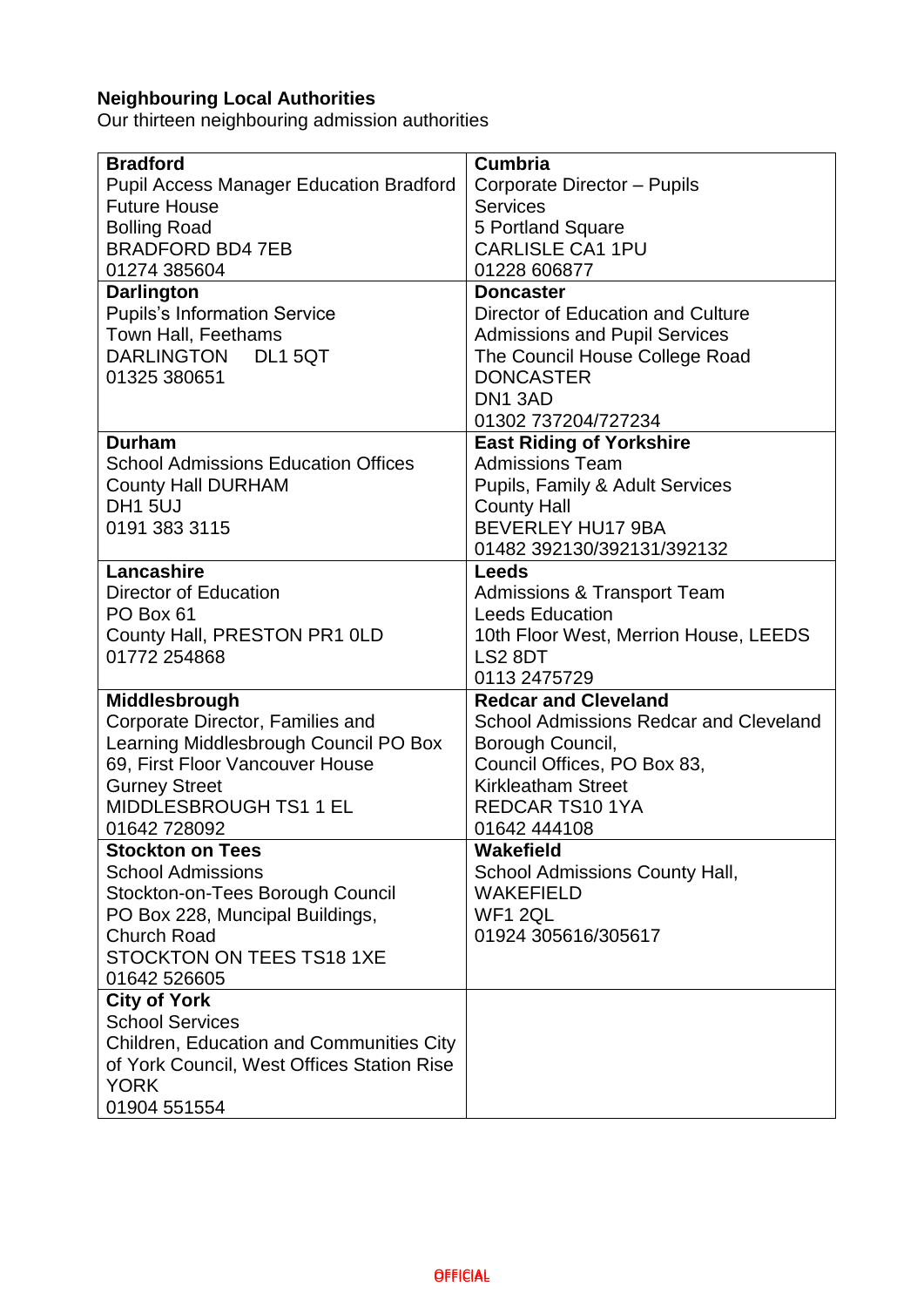**Neighbouring Local Authorities**
Our thirteen neighbouring admission authorities

| | |
|---|---|
| **Bradford**<br>Pupil Access Manager Education Bradford<br>Future House<br>Bolling Road<br>BRADFORD BD4 7EB<br>01274 385604 | **Cumbria**<br>Corporate Director – Pupils Services<br>5 Portland Square<br>CARLISLE CA1 1PU<br>01228 606877 |
| **Darlington**<br>Pupils's Information Service<br>Town Hall, Feethams<br>DARLINGTON DL1 5QT<br>01325 380651 | **Doncaster**<br>Director of Education and Culture<br>Admissions and Pupil Services<br>The Council House College Road<br>DONCASTER<br>DN1 3AD<br>01302 737204/727234 |
| **Durham**<br>School Admissions Education Offices<br>County Hall DURHAM<br>DH1 5UJ<br>0191 383 3115 | **East Riding of Yorkshire**<br>Admissions Team<br>Pupils, Family & Adult Services<br>County Hall<br>BEVERLEY HU17 9BA<br>01482 392130/392131/392132 |
| **Lancashire**<br>Director of Education<br>PO Box 61<br>County Hall, PRESTON PR1 0LD<br>01772 254868 | **Leeds**<br>Admissions & Transport Team<br>Leeds Education<br>10th Floor West, Merrion House, LEEDS<br>LS2 8DT<br>0113 2475729 |
| **Middlesbrough**<br>Corporate Director, Families and Learning Middlesbrough Council PO Box 69, First Floor Vancouver House<br>Gurney Street<br>MIDDLESBROUGH TS1 1 EL<br>01642 728092 | **Redcar and Cleveland**<br>School Admissions Redcar and Cleveland Borough Council,<br>Council Offices, PO Box 83,<br>Kirkleatham Street<br>REDCAR TS10 1YA<br>01642 444108 |
| **Stockton on Tees**<br>School Admissions<br>Stockton-on-Tees Borough Council<br>PO Box 228, Muncipal Buildings,<br>Church Road<br>STOCKTON ON TEES TS18 1XE<br>01642 526605 | **Wakefield**<br>School Admissions County Hall,<br>WAKEFIELD<br>WF1 2QL<br>01924 305616/305617 |
| **City of York**<br>School Services<br>Children, Education and Communities City of York Council, West Offices Station Rise<br>YORK<br>01904 551554 | |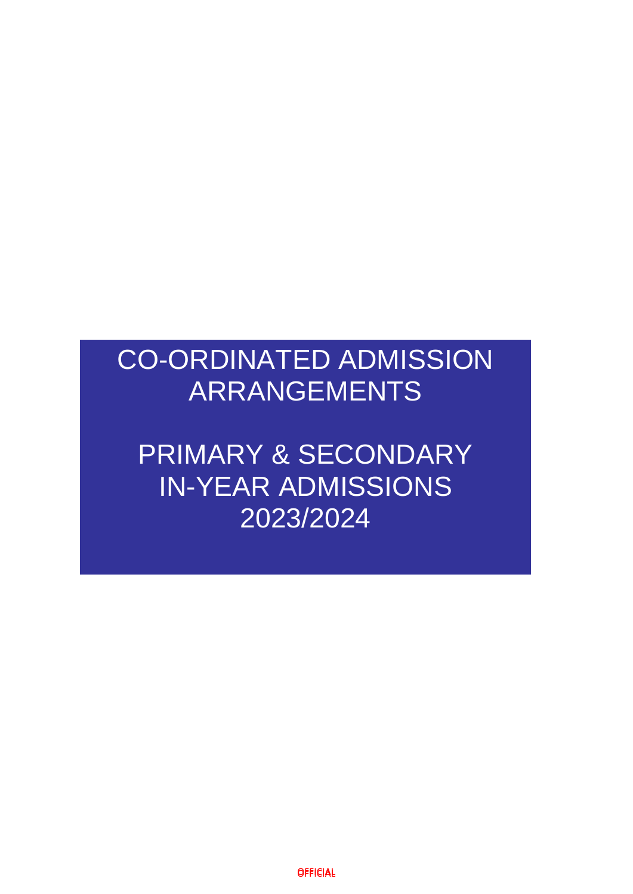# CO-ORDINATED ADMISSION ARRANGEMENTS

# PRIMARY & SECONDARY IN-YEAR ADMISSIONS 2023/2024

OFFICIAL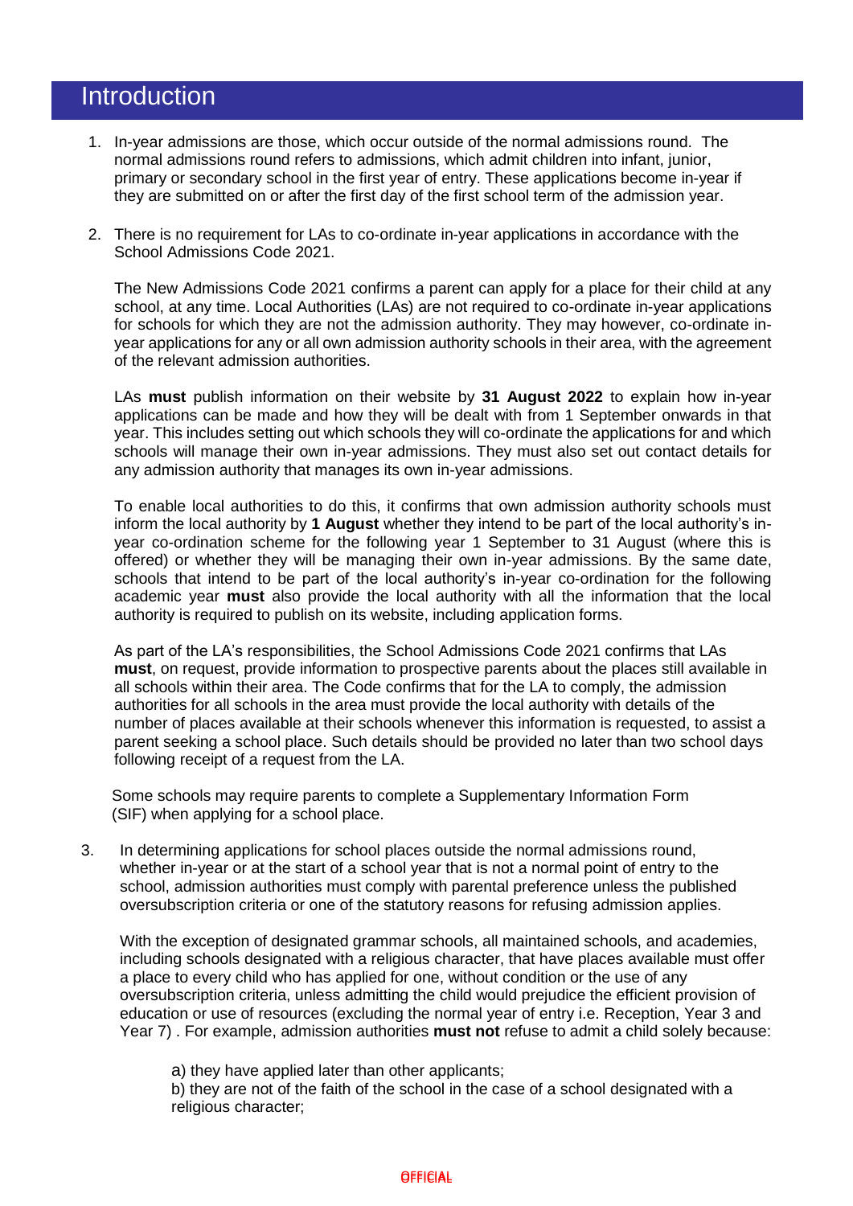# Introduction

1. In-year admissions are those, which occur outside of the normal admissions round. The normal admissions round refers to admissions, which admit children into infant, junior, primary or secondary school in the first year of entry. These applications become in-year if they are submitted on or after the first day of the first school term of the admission year.

2. There is no requirement for LAs to co-ordinate in-year applications in accordance with the School Admissions Code 2021.

   The New Admissions Code 2021 confirms a parent can apply for a place for their child at any school, at any time. Local Authorities (LAs) are not required to co-ordinate in-year applications for schools for which they are not the admission authority. They may however, co-ordinate in-year applications for any or all own admission authority schools in their area, with the agreement of the relevant admission authorities.

   LAs **must** publish information on their website by **31 August 2022** to explain how in-year applications can be made and how they will be dealt with from 1 September onwards in that year. This includes setting out which schools they will co-ordinate the applications for and which schools will manage their own in-year admissions. They must also set out contact details for any admission authority that manages its own in-year admissions.

   To enable local authorities to do this, it confirms that own admission authority schools must inform the local authority by **1 August** whether they intend to be part of the local authority's in-year co-ordination scheme for the following year 1 September to 31 August (where this is offered) or whether they will be managing their own in-year admissions. By the same date, schools that intend to be part of the local authority's in-year co-ordination for the following academic year **must** also provide the local authority with all the information that the local authority is required to publish on its website, including application forms.

   As part of the LA's responsibilities, the School Admissions Code 2021 confirms that LAs **must**, on request, provide information to prospective parents about the places still available in all schools within their area. The Code confirms that for the LA to comply, the admission authorities for all schools in the area must provide the local authority with details of the number of places available at their schools whenever this information is requested, to assist a parent seeking a school place. Such details should be provided no later than two school days following receipt of a request from the LA.

   Some schools may require parents to complete a Supplementary Information Form (SIF) when applying for a school place.

3. In determining applications for school places outside the normal admissions round, whether in-year or at the start of a school year that is not a normal point of entry to the school, admission authorities must comply with parental preference unless the published oversubscription criteria or one of the statutory reasons for refusing admission applies.

   With the exception of designated grammar schools, all maintained schools, and academies, including schools designated with a religious character, that have places available must offer a place to every child who has applied for one, without condition or the use of any oversubscription criteria, unless admitting the child would prejudice the efficient provision of education or use of resources (excluding the normal year of entry i.e. Reception, Year 3 and Year 7) . For example, admission authorities **must not** refuse to admit a child solely because:

   a) they have applied later than other applicants;
   b) they are not of the faith of the school in the case of a school designated with a religious character;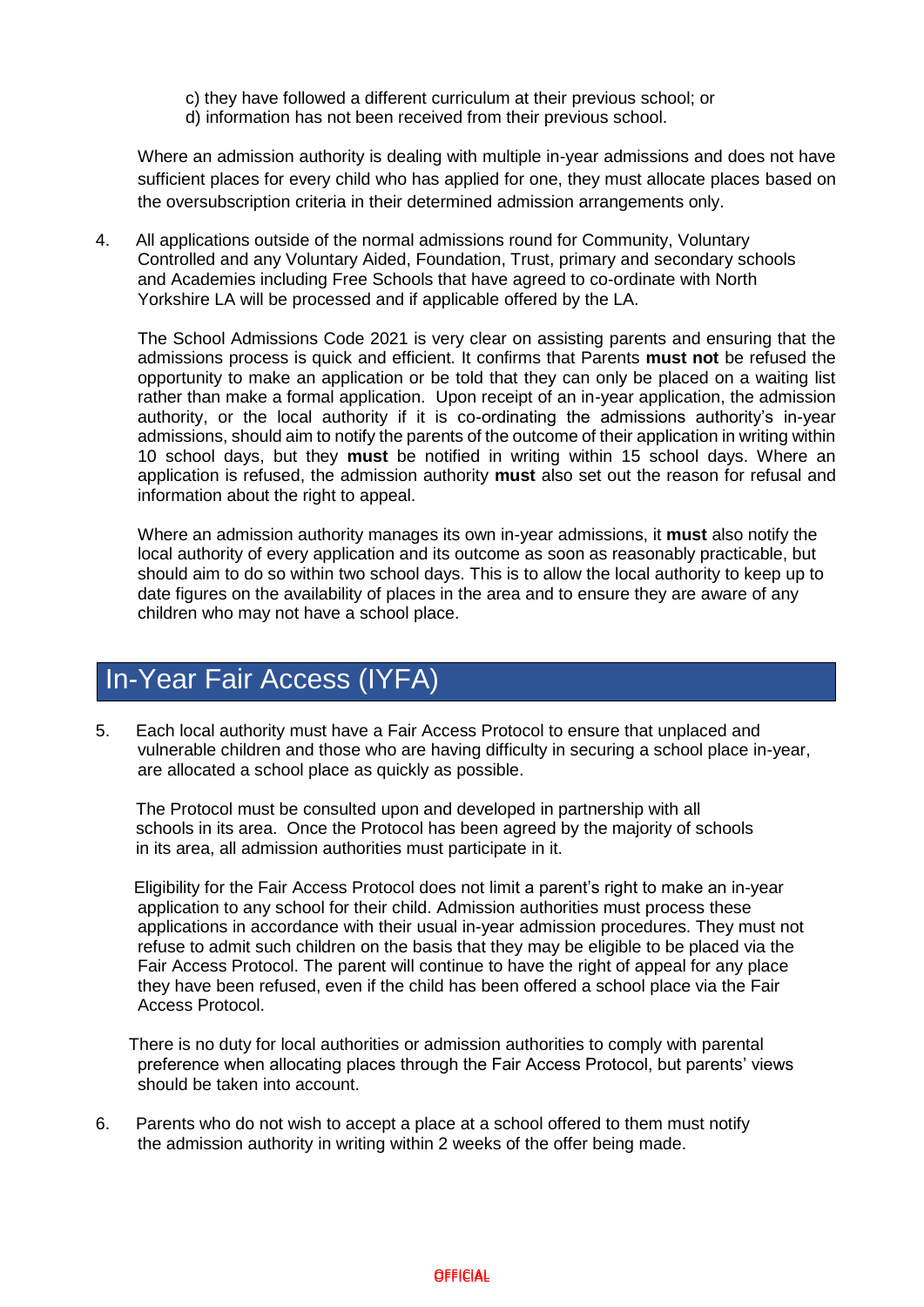c) they have followed a different curriculum at their previous school; or
d) information has not been received from their previous school.

Where an admission authority is dealing with multiple in-year admissions and does not have sufficient places for every child who has applied for one, they must allocate places based on the oversubscription criteria in their determined admission arrangements only.

4. All applications outside of the normal admissions round for Community, Voluntary Controlled and any Voluntary Aided, Foundation, Trust, primary and secondary schools and Academies including Free Schools that have agreed to co-ordinate with North Yorkshire LA will be processed and if applicable offered by the LA.

   The School Admissions Code 2021 is very clear on assisting parents and ensuring that the admissions process is quick and efficient. It confirms that Parents **must not** be refused the opportunity to make an application or be told that they can only be placed on a waiting list rather than make a formal application. Upon receipt of an in-year application, the admission authority, or the local authority if it is co-ordinating the admissions authority's in-year admissions, should aim to notify the parents of the outcome of their application in writing within 10 school days, but they **must** be notified in writing within 15 school days. Where an application is refused, the admission authority **must** also set out the reason for refusal and information about the right to appeal.

   Where an admission authority manages its own in-year admissions, it **must** also notify the local authority of every application and its outcome as soon as reasonably practicable, but should aim to do so within two school days. This is to allow the local authority to keep up to date figures on the availability of places in the area and to ensure they are aware of any children who may not have a school place.

## In-Year Fair Access (IYFA)

5. Each local authority must have a Fair Access Protocol to ensure that unplaced and vulnerable children and those who are having difficulty in securing a school place in-year, are allocated a school place as quickly as possible.

   The Protocol must be consulted upon and developed in partnership with all schools in its area. Once the Protocol has been agreed by the majority of schools in its area, all admission authorities must participate in it.

   Eligibility for the Fair Access Protocol does not limit a parent's right to make an in-year application to any school for their child. Admission authorities must process these applications in accordance with their usual in-year admission procedures. They must not refuse to admit such children on the basis that they may be eligible to be placed via the Fair Access Protocol. The parent will continue to have the right of appeal for any place they have been refused, even if the child has been offered a school place via the Fair Access Protocol.

   There is no duty for local authorities or admission authorities to comply with parental preference when allocating places through the Fair Access Protocol, but parents' views should be taken into account.

6. Parents who do not wish to accept a place at a school offered to them must notify the admission authority in writing within 2 weeks of the offer being made.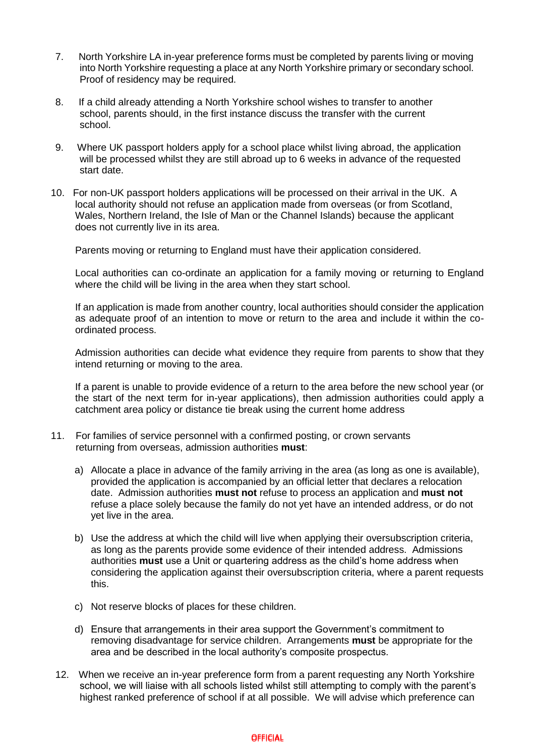7. North Yorkshire LA in-year preference forms must be completed by parents living or moving into North Yorkshire requesting a place at any North Yorkshire primary or secondary school. Proof of residency may be required.

8. If a child already attending a North Yorkshire school wishes to transfer to another school, parents should, in the first instance discuss the transfer with the current school.

9. Where UK passport holders apply for a school place whilst living abroad, the application will be processed whilst they are still abroad up to 6 weeks in advance of the requested start date.

10. For non-UK passport holders applications will be processed on their arrival in the UK. A local authority should not refuse an application made from overseas (or from Scotland, Wales, Northern Ireland, the Isle of Man or the Channel Islands) because the applicant does not currently live in its area.

    Parents moving or returning to England must have their application considered.

    Local authorities can co-ordinate an application for a family moving or returning to England where the child will be living in the area when they start school.

    If an application is made from another country, local authorities should consider the application as adequate proof of an intention to move or return to the area and include it within the co-ordinated process.

    Admission authorities can decide what evidence they require from parents to show that they intend returning or moving to the area.

    If a parent is unable to provide evidence of a return to the area before the new school year (or the start of the next term for in-year applications), then admission authorities could apply a catchment area policy or distance tie break using the current home address

11. For families of service personnel with a confirmed posting, or crown servants returning from overseas, admission authorities **must**:

    a) Allocate a place in advance of the family arriving in the area (as long as one is available), provided the application is accompanied by an official letter that declares a relocation date. Admission authorities **must not** refuse to process an application and **must not** refuse a place solely because the family do not yet have an intended address, or do not yet live in the area.

    b) Use the address at which the child will live when applying their oversubscription criteria, as long as the parents provide some evidence of their intended address. Admissions authorities **must** use a Unit or quartering address as the child's home address when considering the application against their oversubscription criteria, where a parent requests this.

    c) Not reserve blocks of places for these children.

    d) Ensure that arrangements in their area support the Government's commitment to removing disadvantage for service children. Arrangements **must** be appropriate for the area and be described in the local authority's composite prospectus.

12. When we receive an in-year preference form from a parent requesting any North Yorkshire school, we will liaise with all schools listed whilst still attempting to comply with the parent's highest ranked preference of school if at all possible. We will advise which preference can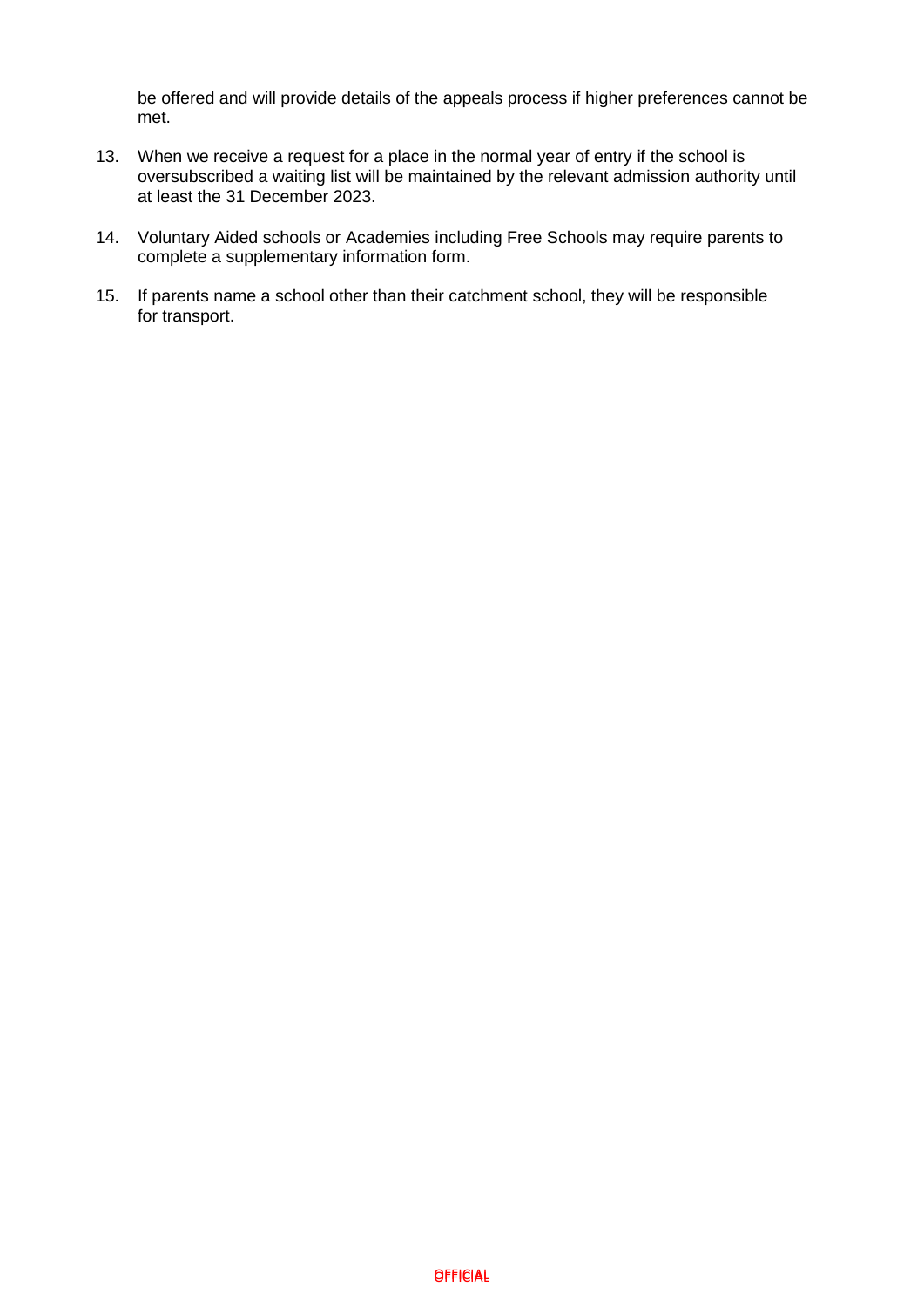be offered and will provide details of the appeals process if higher preferences cannot be met.

13. When we receive a request for a place in the normal year of entry if the school is oversubscribed a waiting list will be maintained by the relevant admission authority until at least the 31 December 2023.

14. Voluntary Aided schools or Academies including Free Schools may require parents to complete a supplementary information form.

15. If parents name a school other than their catchment school, they will be responsible for transport.